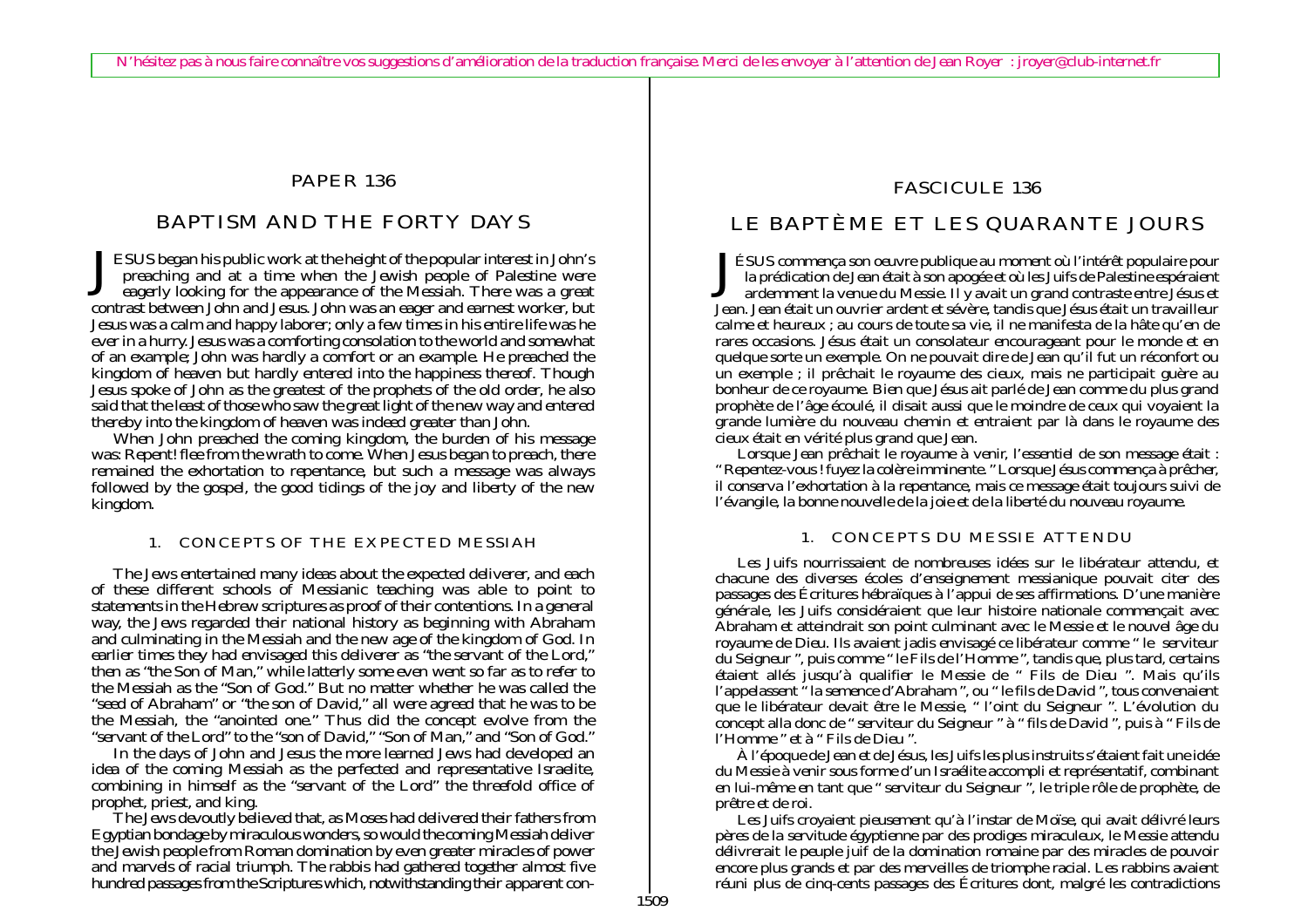N'hésitez pas à nous faire connaître vos suggestions d'amélioration de la traduction française. Merci de les envoyer à l'attention de Jean Royer : jroyer@club-internet.fr

# PAPER 136

## BAPTISM AND THE FORTY DAYS

JESUS began his public work at the height of the popular interest in John's preaching and at a time when the Jewish people of Palestine were eagerly looking for the appearance of the Messiah. There was a great contrast between John and Jesus. John was an eager and earnest worker, but Jesus was a calm and happy laborer; only a few times in his entire life was he ever in a hurry. Jesus was a comforting consolation to the world and somewhat of an example; John was hardly a comfort or an example. He preached the kingdom of heaven but hardly entered into the happiness thereof. Though Jesus spoke of John as the greatest of the prophets of the old order, he also said that the least of those who saw the great light of the new way and entered thereby into the kingdom of heaven was indeed greater than John.

When John preached the coming kingdom, the burden of his message was: Repent! flee from the wrath to come. When Jesus began to preach, there remained the exhortation to repentance, but such a message was always followed by the gospel, the good tidings of the joy and liberty of the new kingdom.

### 1. CONCEPTS OF THE EXPECTED MESSIAH

The Jews entertained many ideas about the expected deliverer, and each of these different schools of Messianic teaching was able to point to statements in the Hebrew scriptures as proof of their contentions. In a general way, the Jews regarded their national history as beginning with Abraham and culminating in the Messiah and the new age of the kingdom of God. In earlier times they had envisaged this deliverer as "the servant of the Lord," then as "the Son of Man," while latterly some even went so far as to refer to the Messiah as the "Son of God." But no matter whether he was called the "seed of Abraham" or "the son of David," all were agreed that he was to be the Messiah, the "anointed one." Thus did the concept evolve from the "servant of the Lord" to the "son of David," "Son of Man," and "Son of God."

In the days of John and Jesus the more learned Jews had developed an idea of the coming Messiah as the perfected and representative Israelite, combining in himself as the "servant of the Lord" the threefold office of prophet, priest, and king.

The Jews devoutly believed that, as Moses had delivered their fathers from Egyptian bondage by miraculous wonders, so would the coming Messiah deliver the Jewish people from Roman domination by even greater miracles of power and marvels of racial triumph. The rabbis had gathered together almost five hundred passages from the Scriptures which, notwithstanding their apparent con-

# FASCICULE 136

## LE BAPTÈME ET LES QUARANTE JOURS

JÉSUS commença son oeuvre publique au moment où l'intérêt populaire pour la prédication de Jean était à son apogée et où les Juifs de Palestine espéraient ardemment la venue du Messie. Il y avait un grand contraste entre Jésus et Jean. Jean était un ouvrier ardent et sévère, tandis que Jésus était un travailleur calme et heureux ; au cours de toute sa vie, il ne manifesta de la hâte qu'en de rares occasions. Jésus était un consolateur encourageant pour le monde et en quelque sorte un exemple. On ne pouvait dire de Jean qu'il fut un réconfort ou un exemple ; il prêchait le royaume des cieux, mais ne participait guère au bonheur de ce royaume. Bien que Jésus ait parlé de Jean comme du plus grand prophète de l'âge écoulé, il disait aussi que le moindre de ceux qui voyaient la grande lumière du nouveau chemin et entraient par là dans le royaume des cieux était en vérité plus grand que Jean.

Lorsque Jean prêchait le royaume à venir, l'essentiel de son message était : " Repentez-vous ! fuyez la colère imminente. " Lorsque Jésus commença à prêcher, il conserva l'exhortation à la repentance, mais ce message était toujours suivi de l'évangile, la bonne nouvelle de la joie et de la liberté du nouveau royaume.

### 1. CONCEPTS DU MESSIE ATTENDU

Les Juifs nourrissaient de nombreuses idées sur le libérateur attendu, et chacune des diverses écoles d'enseignement messianique pouvait citer des passages des Écritures hébraïques à l'appui de ses affirmations. D'une manière générale, les Juifs considéraient que leur histoire nationale commençait avec Abraham et atteindrait son point culminant avec le Messie et le nouvel âge du royaume de Dieu. Ils avaient jadis envisagé ce libérateur comme " le serviteur du Seigneur ", puis comme " le Fils de l'Homme ", tandis que, plus tard, certains étaient allés jusqu'à qualifier le Messie de " Fils de Dieu ". Mais qu'ils l'appelassent " la semence d'Abraham ", ou " le fils de David ", tous convenaient que le libérateur devait être le Messie, " l'oint du Seigneur ". L'évolution du concept alla donc de " serviteur du Seigneur " à " fils de David ", puis à " Fils de l'Homme " et à " Fils de Dieu ".

À l'époque de Jean et de Jésus, les Juifs les plus instruits s'étaient fait une idée du Messie à venir sous forme d'un Israélite accompli et représentatif, combinant en lui-même en tant que " serviteur du Seigneur ", le triple rôle de prophète, de prêtre et de roi.

Les Juifs croyaient pieusement qu'à l'instar de Moïse, qui avait délivré leurs pères de la servitude égyptienne par des prodiges miraculeux, le Messie attendu délivrerait le peuple juif de la domination romaine par des miracles de pouvoir encore plus grands et par des merveilles de triomphe racial. Les rabbins avaient réuni plus de cinq-cents passages des Écritures dont, malgré les contradictions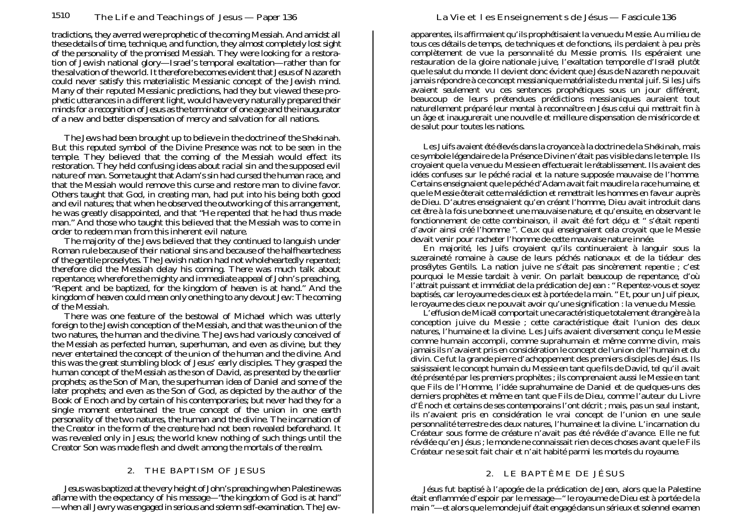tradictions, they averred were prophetic of the coming Messiah. And amidst all these details of time, technique, and function, they almost completely lost sight of the personality of the promised Messiah. They were looking for a restoration of Jewish national glory—Israel's temporal exaltation—rather than for the salvation of the world. It therefore becomes evident that Jesus of Nazareth could never satisfy this materialistic Messianic concept of the Jewish mind. Many of their reputed Messianic predictions, had they but viewed these prophetic utterances in a different light, would have very naturally prepared their minds for a recognition of Jesus as the terminator of one age and the inaugurator of a new and better dispensation of mercy and salvation for all nations.

The Jews had been brought up to believe in the doctrine of the *Shekinah*. But this reputed symbol of the Divine Presence was not to be seen in the temple. They believed that the coming of the Messiah would effect its restoration. They held confusing ideas about racial sin and the supposed evil nature of man. Some taught that Adam's sin had cursed the human race, and that the Messiah would remove this curse and restore man to divine favor. Others taught that God, in creating man, had put into his being both good and evil natures; that when he observed the outworking of this arrangement, he was greatly disappointed, and that "He repented that he had thus made man." And those who taught this believed that the Messiah was to come in order to redeem man from this inherent evil nature.

The majority of the Jews believed that they continued to languish under Roman rule because of their national sins and because of the halfheartedness of the gentile proselytes. The Jewish nation had not wholeheartedly repented; therefore did the Messiah delay his coming. There was much talk about repentance; wherefore the mighty and immediate appeal of John's preaching, "Repent and be baptized, for the kingdom of heaven is at hand." And the kingdom of heaven could mean only one thing to any devout Jew: The coming of the Messiah.

There was one feature of the bestowal of Michael which was utterly foreign to the Jewish conception of the Messiah, and that was the union of the two natures, the human and the divine. The Jews had variously conceived of the Messiah as perfected human, superhuman, and even as divine, but they never entertained the concept of the union of the human and the divine. And this was the great stumbling block of Jesus' early disciples. They grasped the human concept of the Messiah as the son of David, as presented by the earlier prophets; as the Son of Man, the superhuman idea of Daniel and some of the later prophets; and even as the Son of God, as depicted by the author of the Book of Enoch and by certain of his contemporaries; but never had they for a single moment entertained the true concept of the union in one earth personality of the two natures, the human and the divine. The incarnation of the Creator in the form of the creature had not been revealed beforehand. It was revealed only in Jesus; the world knew nothing of such things until the Creator Son was made flesh and dwelt among the mortals of the realm.

## 2. THE BAPTISM OF JESUS

Jesus was baptized at the very height of John's preaching when Palestine was aflame with the expectancy of his message—"the kingdom of God is at hand"—when all Jewry was engaged in serious and solemn self-examination. The Jew-

apparentes, ils affirmaient qu'ils prophétisaient la venue du Messie. Au milieu de tous ces détails de temps, de techniques et de fonctions, ils perdaient à peu près complètement de vue la personnalité du Messie promis. Ils espéraient une restauration de la gloire nationale juive, l'exaltation temporelle d'Israël plutôt que le salut du monde. Il devient donc évident que Jésus de Nazareth ne pouvait jamais répondre à ce concept messianique matérialiste du mental juif. Si les Juifs avaient seulement vu ces sentences prophétiques sous un jour différent, beaucoup de leurs prétendues prédictions messianiques auraient tout naturellement préparé leur mental à reconnaître en Jésus celui qui mettrait fin à un âge et inaugurerait une nouvelle et meilleure dispensation de miséricorde et de salut pour toutes les nations.

Les Juifs avaient été élevés dans la croyance à la doctrine de la *Shékinah*, mais ce symbole légendaire de la Présence Divine n'était pas visible dans le temple. Ils croyaient que la venue du Messie en effectuerait le rétablissement. Ils avaient des idées confuses sur le péché racial et la nature supposée mauvaise de l'homme. Certains enseignaient que le péché d'Adam avait fait maudire la race humaine, et que le Messie ôterait cette malédiction et remettrait les hommes en faveur auprès de Dieu. D'autres enseignaient qu'en créant l'homme, Dieu avait introduit dans cet être à la fois une bonne et une mauvaise nature, et qu'ensuite, en observant le fonctionnement de cette combinaison, il avait été fort déçu et "s'était repenti d'avoir ainsi créé l'homme". Ceux qui enseignaient cela croyait que le Messie devait venir pour racheter l'homme de cette mauvaise nature innée.

En majorité, les Juifs croyaient qu'ils continueraient à languir sous la suzeraineté romaine à cause de leurs péchés nationaux et de la tiédeur des prosélytes Gentils. La nation juive ne s'était pas sincèrement repentie ; c'est pourquoi le Messie tardait à venir. On parlait beaucoup de repentance, d'où l'attrait puissant et immédiat de la prédication de Jean : "Repentez-vous et soyez baptisés, car le royaume des cieux est à portée de la main." Et, pour un Juif pieux, le royaume des cieux ne pouvait avoir qu'une signification : la venue du Messie.

L'effusion de Micaël comportait une caractéristique totalement étrangère à la conception juive du Messie ; cette caractéristique était l'union des deux natures, l'humaine et la divine. Les Juifs avaient diversement conçu le Messie comme humain accompli, comme suprahumain et même comme divin, mais jamais ils n'avaient pris en considération le concept de l'union de l'humain et du divin. Ce fut la grande pierre d'achoppement des premiers disciples de Jésus. Ils saisissaient le concept humain du Messie en tant que fils de David, tel qu'il avait été présenté par les premiers prophètes ; ils comprenaient aussi le Messie en tant que Fils de l'Homme, l'idée suprahumaine de Daniel et de quelques-uns des derniers prophètes et même en tant que Fils de Dieu, comme l'auteur du Livre d'Énoch et certains de ses contemporains l'ont décrit ; mais, pas un seul instant, ils n'avaient pris en considération le vrai concept de l'union en une seule personnalité terrestre des deux natures, l'humaine et la divine. L'incarnation du Créateur sous forme de créature n'avait pas été révélée d'avance. Elle ne fut révélée qu'en Jésus ; le monde ne connaissait rien de ces choses avant que le Fils Créateur ne se soit fait chair et n'ait habité parmi les mortels du royaume.

## 2. LE BAPTÈME DE JÉSUS

Jésus fut baptisé à l'apogée de la prédication de Jean, alors que la Palestine était enflammée d'espoir par le message — "le royaume de Dieu est à portée de la main" — et alors que le monde juif était engagé dans un sérieux et solennel examen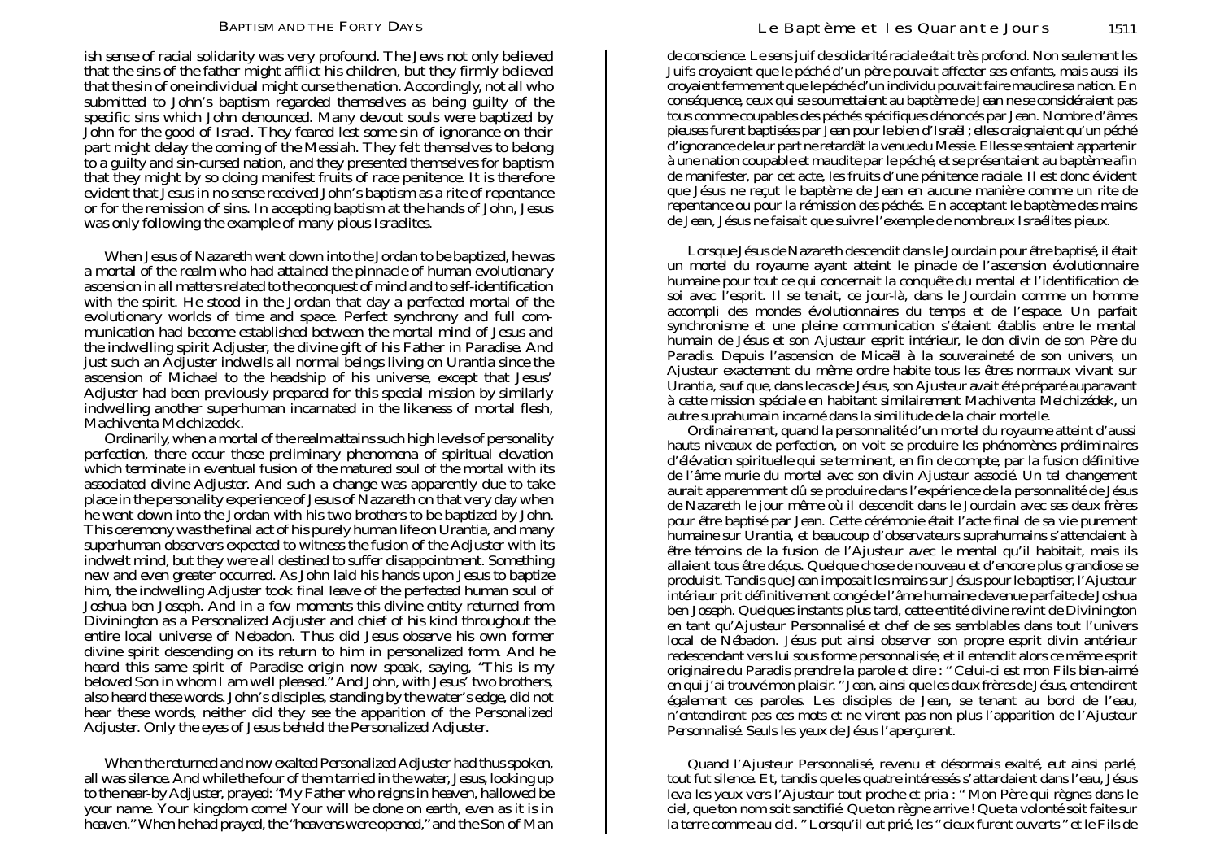ish sense of racial solidarity was very profound. The Jews not only believed that the sins of the father might afflict his children, but they firmly believed that the sin of one individual might curse the nation. Accordingly, not all who submitted to John's baptism regarded themselves as being guilty of the specific sins which John denounced. Many devout souls were baptized by John for the good of Israel. They feared lest some sin of ignorance on their part might delay the coming of the Messiah. They felt themselves to belong to a guilty and sin-cursed nation, and they presented themselves for baptism that they might by so doing manifest fruits of race penitence. It is therefore evident that Jesus in no sense received John's baptism as a rite of repentance or for the remission of sins. In accepting baptism at the hands of John, Jesus was only following the example of many pious Israelites.

When Jesus of Nazareth went down into the Jordan to be baptized, he was a mortal of the realm who had attained the pinnacle of human evolutionary ascension in all matters related to the conquest of mind and to self-identification with the spirit. He stood in the Jordan that day a perfected mortal of the evolutionary worlds of time and space. Perfect synchrony and full communication had become established between the mortal mind of Jesus and the indwelling spirit Adjuster, the divine gift of his Father in Paradise. And just such an Adjuster indwells all normal beings living on Urantia since the ascension of Michael to the headship of his universe, except that Jesus' Adjuster had been previously prepared for this special mission by similarly indwelling another superhuman incarnated in the likeness of mortal flesh, Machiventa Melchizedek.

Ordinarily, when a mortal of the realm attains such high levels of personality perfection, there occur those preliminary phenomena of spiritual elevation which terminate in eventual fusion of the matured soul of the mortal with its associated divine Adjuster. And such a change was apparently due to take place in the personality experience of Jesus of Nazareth on that very day when he went down into the Jordan with his two brothers to be baptized by John. This ceremony was the final act of his purely human life on Urantia, and many superhuman observers expected to witness the fusion of the Adjuster with its indwelt mind, but they were all destined to suffer disappointment. Something new and even greater occurred. As John laid his hands upon Jesus to baptize him, the indwelling Adjuster took final leave of the perfected human soul of Joshua ben Joseph. And in a few moments this divine entity returned from Divinington as a Personalized Adjuster and chief of his kind throughout the entire local universe of Nebadon. Thus did Jesus observe his own former divine spirit descending on its return to him in personalized form. And he heard this same spirit of Paradise origin now speak, saying, "This is my beloved Son in whom I am well pleased." And John, with Jesus' two brothers, also heard these words. John's disciples, standing by the water's edge, did not hear these words, neither did they see the apparition of the Personalized Adjuster. Only the eyes of Jesus beheld the Personalized Adjuster.

When the returned and now exalted Personalized Adjuster had thus spoken, all was silence. And while the four of them tarried in the water, Jesus, looking up to the near-by Adjuster, prayed: "My Father who reigns in heaven, hallowed be your name. Your kingdom come! Your will be done on earth, even as it is in heaven." When he had prayed, the "heavens were opened," and the Son of Man

de conscience. Le sens juif de solidarité raciale était très profond. Non seulement les Juifs croyaient que le péché d'un père pouvait affecter ses enfants, mais aussi ils croyaient fermement que le péché d'un individu pouvait faire maudire sa nation. En conséquence, ceux qui se soumettaient au baptême de Jean ne se considéraient pas tous comme coupables des péchés spécifiques dénoncés par Jean. Nombre d'âmes pieuses furent baptisées par Jean pour le bien d'Israël ; elles craignaient qu'un péché d'ignorance de leur part ne retardât la venue du Messie. Elles se sentaient appartenir à une nation coupable et maudite par le péché, et se présentaient au baptême afin de manifester, par cet acte, les fruits d'une pénitence raciale. Il est donc évident que Jésus ne reçut le baptême de Jean en aucune manière comme un rite de repentance ou pour la rémission des péchés. En acceptant le baptême des mains de Jean, Jésus ne faisait que suivre l'exemple de nombreux Israélites pieux.

Lorsque Jésus de Nazareth descendit dans le Jourdain pour être baptisé, il était un mortel du royaume ayant atteint le pinacle de l'ascension évolutionnaire humaine pour tout ce qui concernait la conquête du mental et l'identification de soi avec l'esprit. Il se tenait, ce jour-là, dans le Jourdain comme un homme accompli des mondes évolutionnaires du temps et de l'espace. Un parfait synchronisme et une pleine communication s'étaient établis entre le mental humain de Jésus et son Ajusteur esprit intérieur, le don divin de son Père du Paradis. Depuis l'ascension de Micaël à la souveraineté de son univers, un Ajusteur exactement du même ordre habite tous les êtres normaux vivant sur Urantia, sauf que, dans le cas de Jésus, son Ajusteur avait été préparé auparavant à cette mission spéciale en habitant similairement Machiventa Melchizédek, un autre suprahumain incarné dans la similitude de la chair mortelle.

Ordinairement, quand la personnalité d'un mortel du royaume atteint d'aussi hauts niveaux de perfection, on voit se produire les phénomènes préliminaires d'élévation spirituelle qui se terminent, en fin de compte, par la fusion définitive de l'âme murie du mortel avec son divin Ajusteur associé. Un tel changement aurait apparemment dû se produire dans l'expérience de la personnalité de Jésus de Nazareth le jour même où il descendit dans le Jourdain avec ses deux frères pour être baptisé par Jean. Cette cérémonie était l'acte final de sa vie purement humaine sur Urantia, et beaucoup d'observateurs suprahumains s'attendaient à être témoins de la fusion de l'Ajusteur avec le mental qu'il habitait, mais ils allaient tous être déçus. Quelque chose de nouveau et d'encore plus grandiose se produisit. Tandis que Jean imposait les mains sur Jésus pour le baptiser, l'Ajusteur intérieur prit définitivement congé de l'âme humaine devenue parfaite de Joshua ben Joseph. Quelques instants plus tard, cette entité divine revint de Divinington en tant qu'Ajusteur Personnalisé et chef de ses semblables dans tout l'univers local de Nébadon. Jésus put ainsi observer son propre esprit divin antérieur redescendant vers lui sous forme personnalisée, et il entendit alors ce même esprit originaire du Paradis prendre la parole et dire : " Celui-ci est mon Fils bien-aimé en qui j'ai trouvé mon plaisir. " Jean, ainsi que les deux frères de Jésus, entendirent également ces paroles. Les disciples de Jean, se tenant au bord de l'eau, n'entendirent pas ces mots et ne virent pas non plus l'apparition de l'Ajusteur Personnalisé. Seuls les yeux de Jésus l'aperçurent.

Quand l'Ajusteur Personnalisé, revenu et désormais exalté, eut ainsi parlé, tout fut silence. Et, tandis que les quatre intéressés s'attardaient dans l'eau, Jésus leva les yeux vers l'Ajusteur tout proche et pria : " Mon Père qui règnes dans le ciel, que ton nom soit sanctifié. Que ton règne arrive ! Que ta volonté soit faite sur la terre comme au ciel. " Lorsqu'il eut prié, les " cieux furent ouverts " et le Fils de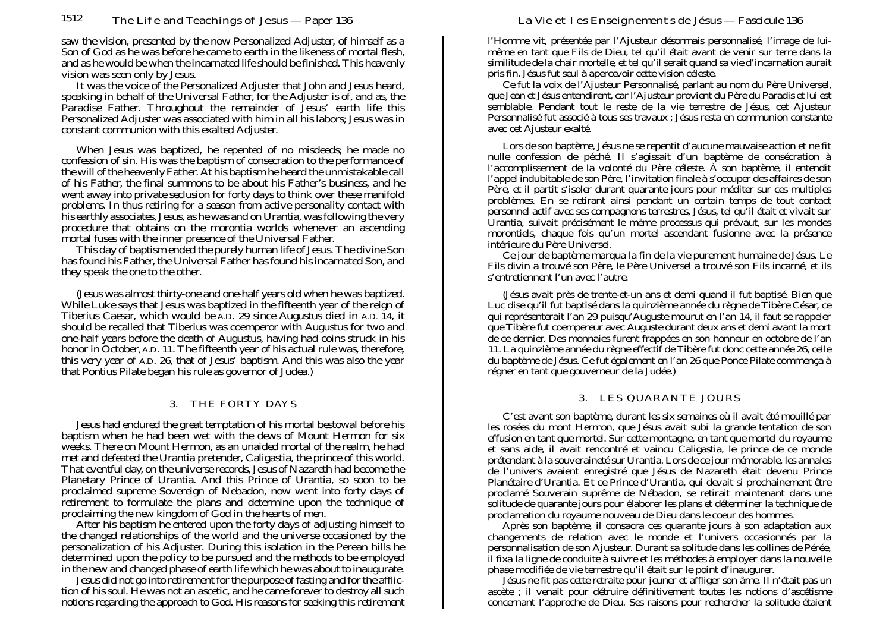saw the vision, presented by the now Personalized Adjuster, of himself as a Son of God as he was before he came to earth in the likeness of mortal flesh, and as he would be when the incarnated life should be finished. This heavenly vision was seen only by Jesus.

It was the voice of the Personalized Adjuster that John and Jesus heard, speaking in behalf of the Universal Father, for the Adjuster is of, and as, the Paradise Father. Throughout the remainder of Jesus' earth life this Personalized Adjuster was associated with him in all his labors; Jesus was in constant communion with this exalted Adjuster.

When Jesus was baptized, he repented of no misdeeds; he made no confession of sin. His was the baptism of consecration to the performance of the will of the heavenly Father. At his baptism he heard the unmistakable call of his Father, the final summons to be about his Father's business, and he went away into private seclusion for forty days to think over these manifold problems. In thus retiring for a season from active personality contact with his earthly associates, Jesus, as he was and on Urantia, was following the very procedure that obtains on the morontia worlds whenever an ascending mortal fuses with the inner presence of the Universal Father.

This day of baptism ended the purely human life of Jesus. The divine Son has found his Father, the Universal Father has found his incarnated Son, and they speak the one to the other.

(Jesus was almost thirty-one and one-half years old when he was baptized. While Luke says that Jesus was baptized in the fifteenth year of the reign of Tiberius Caesar, which would be A.D. 29 since Augustus died in A.D. 14, it should be recalled that Tiberius was coemperor with Augustus for two and one-half years before the death of Augustus, having had coins struck in his honor in October, A.D. 11. The fifteenth year of his actual rule was, therefore, this very year of A.D. 26, that of Jesus' baptism. And this was also the year that Pontius Pilate began his rule as governor of Judea.)

## 3. THE FORTY DAYS

Jesus had endured the great temptation of his mortal bestowal before his baptism when he had been wet with the dews of Mount Hermon for six weeks. There on Mount Hermon, as an unaided mortal of the realm, he had met and defeated the Urantia pretender, Caligastia, the prince of this world. That eventful day, on the universe records, Jesus of Nazareth had become the Planetary Prince of Urantia. And this Prince of Urantia, so soon to be proclaimed supreme Sovereign of Nebadon, now went into forty days of retirement to formulate the plans and determine upon the technique of proclaiming the new kingdom of God in the hearts of men.

After his baptism he entered upon the forty days of adjusting himself to the changed relationships of the world and the universe occasioned by the personalization of his Adjuster. During this isolation in the Perean hills he determined upon the policy to be pursued and the methods to be employed in the new and changed phase of earth life which he was about to inaugurate.

Jesus did not go into retirement for the purpose of fasting and for the affliction of his soul. He was not an ascetic, and he came forever to destroy all such notions regarding the approach to God. His reasons for seeking this retirement

l'Homme vit, présentée par l'Ajusteur désormais personnalisé, l'image de lui-même en tant que Fils de Dieu, tel qu'il était avant de venir sur terre dans la similitude de la chair mortelle, et tel qu'il serait quand sa vie d'incarnation aurait pris fin. Jésus fut seul à apercevoir cette vision céleste.

Ce fut la voix de l'Ajusteur Personnalisé, parlant au nom du Père Universel, que Jean et Jésus entendirent, car l'Ajusteur provient du Père du Paradis et lui est semblable. Pendant tout le reste de la vie terrestre de Jésus, cet Ajusteur Personnalisé fut associé à tous ses travaux ; Jésus resta en communion constante avec cet Ajusteur exalté.

Lors de son baptême, Jésus ne se repentit d'aucune mauvaise action et ne fit nulle confession de péché. Il s'agissait d'un baptême de consécration à l'accomplissement de la volonté du Père céleste. À son baptême, il entendit l'appel indubitable de son Père, l'invitation finale à s'occuper des affaires de son Père, et il partit s'isoler durant quarante jours pour méditer sur ces multiples problèmes. En se retirant ainsi pendant un certain temps de tout contact personnel actif avec ses compagnons terrestres, Jésus, tel qu'il était et vivait sur Urantia, suivait précisément le même processus qui prévaut, sur les mondes morontiels, chaque fois qu'un mortel ascendant fusionne avec la présence intérieure du Père Universel.

Ce jour de baptême marqua la fin de la vie purement humaine de Jésus. Le Fils divin a trouvé son Père, le Père Universel a trouvé son Fils incarné, et ils s'entretiennent l'un avec l'autre.

(Jésus avait près de trente-et-un ans et demi quand il fut baptisé. Bien que Luc dise qu'il fut baptisé dans la quinzième année du règne de Tibère César, ce qui représenterait l'an 29 puisqu'Auguste mourut en l'an 14, il faut se rappeler que Tibère fut coempereur avec Auguste durant deux ans et demi avant la mort de ce dernier. Des monnaies furent frappées en son honneur en octobre de l'an 11. La quinzième année du règne effectif de Tibère fut donc cette année 26, celle du baptême de Jésus. Ce fut également en l'an 26 que Ponce Pilate commença à régner en tant que gouverneur de la Judée.)

## 3. LES QUARANTE JOURS

C'est avant son baptême, durant les six semaines où il avait été mouillé par les rosées du mont Hermon, que Jésus avait subi la grande tentation de son effusion en tant que mortel. Sur cette montagne, en tant que mortel du royaume et sans aide, il avait rencontré et vaincu Caligastia, le prince de ce monde prétendant à la souveraineté sur Urantia. Lors de ce jour mémorable, les annales de l'univers avaient enregistré que Jésus de Nazareth était devenu Prince Planétaire d'Urantia. Et ce Prince d'Urantia, qui devait si prochainement être proclamé Souverain suprême de Nébadon, se retirait maintenant dans une solitude de quarante jours pour élaborer les plans et déterminer la technique de proclamation du royaume nouveau de Dieu dans le coeur des hommes.

Après son baptême, il consacra ces quarante jours à son adaptation aux changements de relation avec le monde et l'univers occasionnés par la personnalisation de son Ajusteur. Durant sa solitude dans les collines de Pérée, il fixa la ligne de conduite à suivre et les méthodes à employer dans la nouvelle phase modifiée de vie terrestre qu'il était sur le point d'inaugurer.

Jésus ne fit pas cette retraite pour jeuner et affliger son âme. Il n'était pas un ascète ; il venait pour détruire définitivement toutes les notions d'ascétisme concernant l'approche de Dieu. Ses raisons pour rechercher la solitude étaient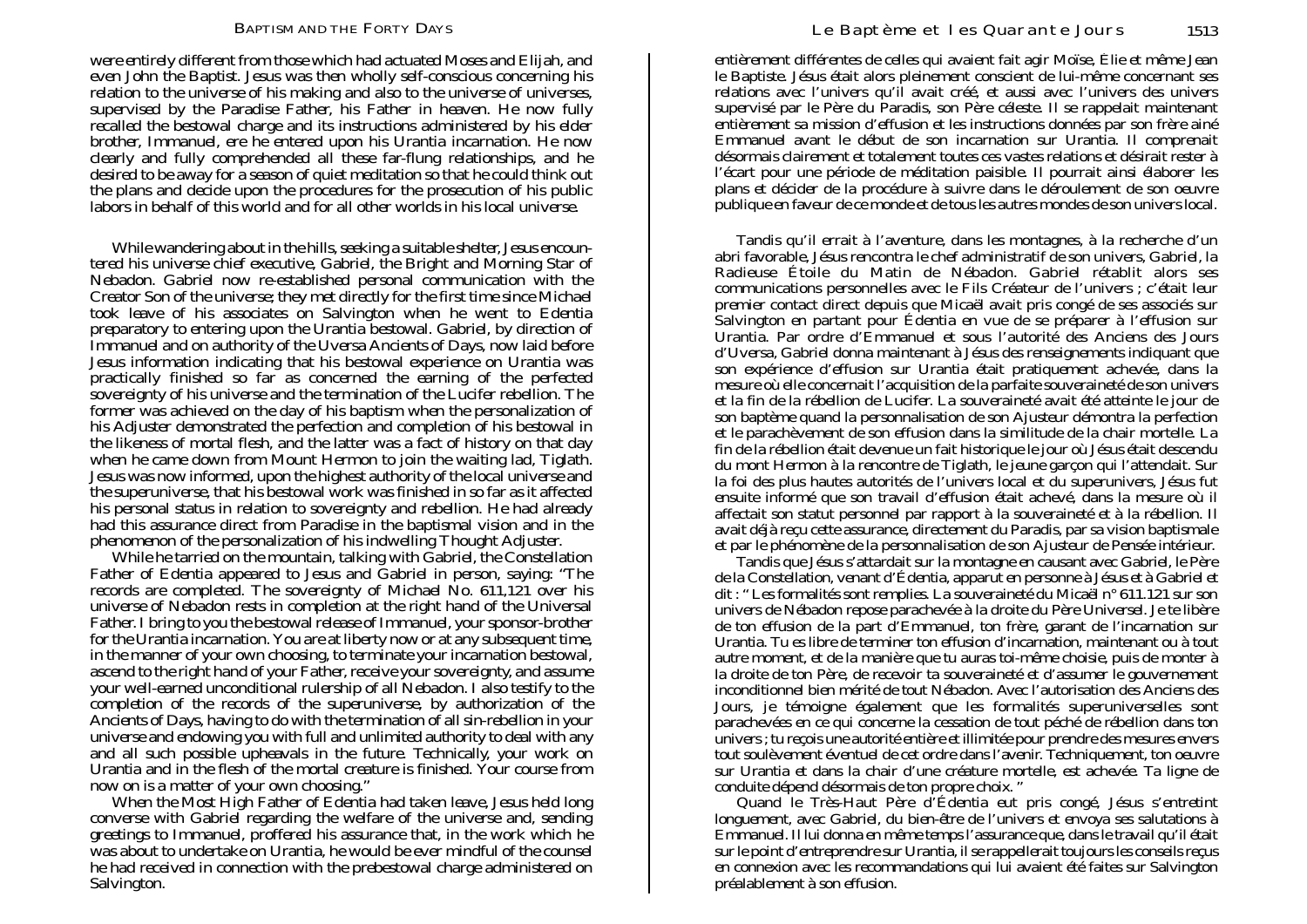were entirely different from those which had actuated Moses and Elijah, and even John the Baptist. Jesus was then wholly self-conscious concerning his relation to the universe of his making and also to the universe of universes, supervised by the Paradise Father, his Father in heaven. He now fully recalled the bestowal charge and its instructions administered by his elder brother, Immanuel, ere he entered upon his Urantia incarnation. He now clearly and fully comprehended all these far-flung relationships, and he desired to be away for a season of quiet meditation so that he could think out the plans and decide upon the procedures for the prosecution of his public labors in behalf of this world and for all other worlds in his local universe.

While wandering about in the hills, seeking a suitable shelter, Jesus encountered his universe chief executive, Gabriel, the Bright and Morning Star of Nebadon. Gabriel now re-established personal communication with the Creator Son of the universe; they met directly for the first time since Michael took leave of his associates on Salvington when he went to Edentia preparatory to entering upon the Urantia bestowal. Gabriel, by direction of Immanuel and on authority of the Uversa Ancients of Days, now laid before Jesus information indicating that his bestowal experience on Urantia was practically finished so far as concerned the earning of the perfected sovereignty of his universe and the termination of the Lucifer rebellion. The former was achieved on the day of his baptism when the personalization of his Adjuster demonstrated the perfection and completion of his bestowal in the likeness of mortal flesh, and the latter was a fact of history on that day when he came down from Mount Hermon to join the waiting lad, Tiglath. Jesus was now informed, upon the highest authority of the local universe and the superuniverse, that his bestowal work was finished in so far as it affected his personal status in relation to sovereignty and rebellion. He had already had this assurance direct from Paradise in the baptismal vision and in the phenomenon of the personalization of his indwelling Thought Adjuster.

While he tarried on the mountain, talking with Gabriel, the Constellation Father of Edentia appeared to Jesus and Gabriel in person, saying: "The records are completed. The sovereignty of Michael No. 611,121 over his universe of Nebadon rests in completion at the right hand of the Universal Father. I bring to you the bestowal release of Immanuel, your sponsor-brother for the Urantia incarnation. You are at liberty now or at any subsequent time, in the manner of your own choosing, to terminate your incarnation bestowal, ascend to the right hand of your Father, receive your sovereignty, and assume your well-earned unconditional rulership of all Nebadon. I also testify to the completion of the records of the superuniverse, by authorization of the Ancients of Days, having to do with the termination of all sin-rebellion in your universe and endowing you with full and unlimited authority to deal with any and all such possible upheavals in the future. Technically, your work on Urantia and in the flesh of the mortal creature is finished. Your course from now on is a matter of your own choosing."

When the Most High Father of Edentia had taken leave, Jesus held long converse with Gabriel regarding the welfare of the universe and, sending greetings to Immanuel, proffered his assurance that, in the work which he was about to undertake on Urantia, he would be ever mindful of the counsel he had received in connection with the prebestowal charge administered on Salvington.

entièrement différentes de celles qui avaient fait agir Moïse, Élie et même Jean le Baptiste. Jésus était alors pleinement conscient de lui-même concernant ses relations avec l'univers qu'il avait créé, et aussi avec l'univers des univers supervisé par le Père du Paradis, son Père céleste. Il se rappelait maintenant entièrement sa mission d'effusion et les instructions données par son frère ainé Emmanuel avant le début de son incarnation sur Urantia. Il comprenait désormais clairement et totalement toutes ces vastes relations et désirait rester à l'écart pour une période de méditation paisible. Il pourrait ainsi élaborer les plans et décider de la procédure à suivre dans le déroulement de son oeuvre publique en faveur de ce monde et de tous les autres mondes de son univers local.

Tandis qu'il errait à l'aventure, dans les montagnes, à la recherche d'un abri favorable, Jésus rencontra le chef administratif de son univers, Gabriel, la Radieuse Étoile du Matin de Nébadon. Gabriel rétablit alors ses communications personnelles avec le Fils Créateur de l'univers ; c'était leur premier contact direct depuis que Micaël avait pris congé de ses associés sur Salvington en partant pour Édentia en vue de se préparer à l'effusion sur Urantia. Par ordre d'Emmanuel et sous l'autorité des Anciens des Jours d'Uversa, Gabriel donna maintenant à Jésus des renseignements indiquant que son expérience d'effusion sur Urantia était pratiquement achevée, dans la mesure où elle concernait l'acquisition de la parfaite souveraineté de son univers et la fin de la rébellion de Lucifer. La souveraineté avait été atteinte le jour de son baptême quand la personnalisation de son Ajusteur démontra la perfection et le parachèvement de son effusion dans la similitude de la chair mortelle. La fin de la rébellion était devenue un fait historique le jour où Jésus était descendu du mont Hermon à la rencontre de Tiglath, le jeune garçon qui l'attendait. Sur la foi des plus hautes autorités de l'univers local et du superunivers, Jésus fut ensuite informé que son travail d'effusion était achevé, dans la mesure où il affectait son statut personnel par rapport à la souveraineté et à la rébellion. Il avait déjà reçu cette assurance, directement du Paradis, par sa vision baptismale et par le phénomène de la personnalisation de son Ajusteur de Pensée intérieur.

Tandis que Jésus s'attardait sur la montagne en causant avec Gabriel, le Père de la Constellation, venant d'Édentia, apparut en personne à Jésus et à Gabriel et dit : " Les formalités sont remplies. La souveraineté du Micaël n° 611.121 sur son univers de Nébadon repose parachevée à la droite du Père Universel. Je te libère de ton effusion de la part d'Emmanuel, ton frère, garant de l'incarnation sur Urantia. Tu es libre de terminer ton effusion d'incarnation, maintenant ou à tout autre moment, et de la manière que tu auras toi-même choisie, puis de monter à la droite de ton Père, de recevoir ta souveraineté et d'assumer le gouvernement inconditionnel bien mérité de tout Nébadon. Avec l'autorisation des Anciens des Jours, je témoigne également que les formalités superuniverselles sont parachevées en ce qui concerne la cessation de tout péché de rébellion dans ton univers ; tu reçois une autorité entière et illimitée pour prendre des mesures envers tout soulèvement éventuel de cet ordre dans l'avenir. Techniquement, ton oeuvre sur Urantia et dans la chair d'une créature mortelle, est achevée. Ta ligne de conduite dépend désormais de ton propre choix. "

Quand le Très-Haut Père d'Édentia eut pris congé, Jésus s'entretint longuement, avec Gabriel, du bien-être de l'univers et envoya ses salutations à Emmanuel. Il lui donna en même temps l'assurance que, dans le travail qu'il était sur le point d'entreprendre sur Urantia, il se rappellerait toujours les conseils reçus en connexion avec les recommandations qui lui avaient été faites sur Salvington préalablement à son effusion.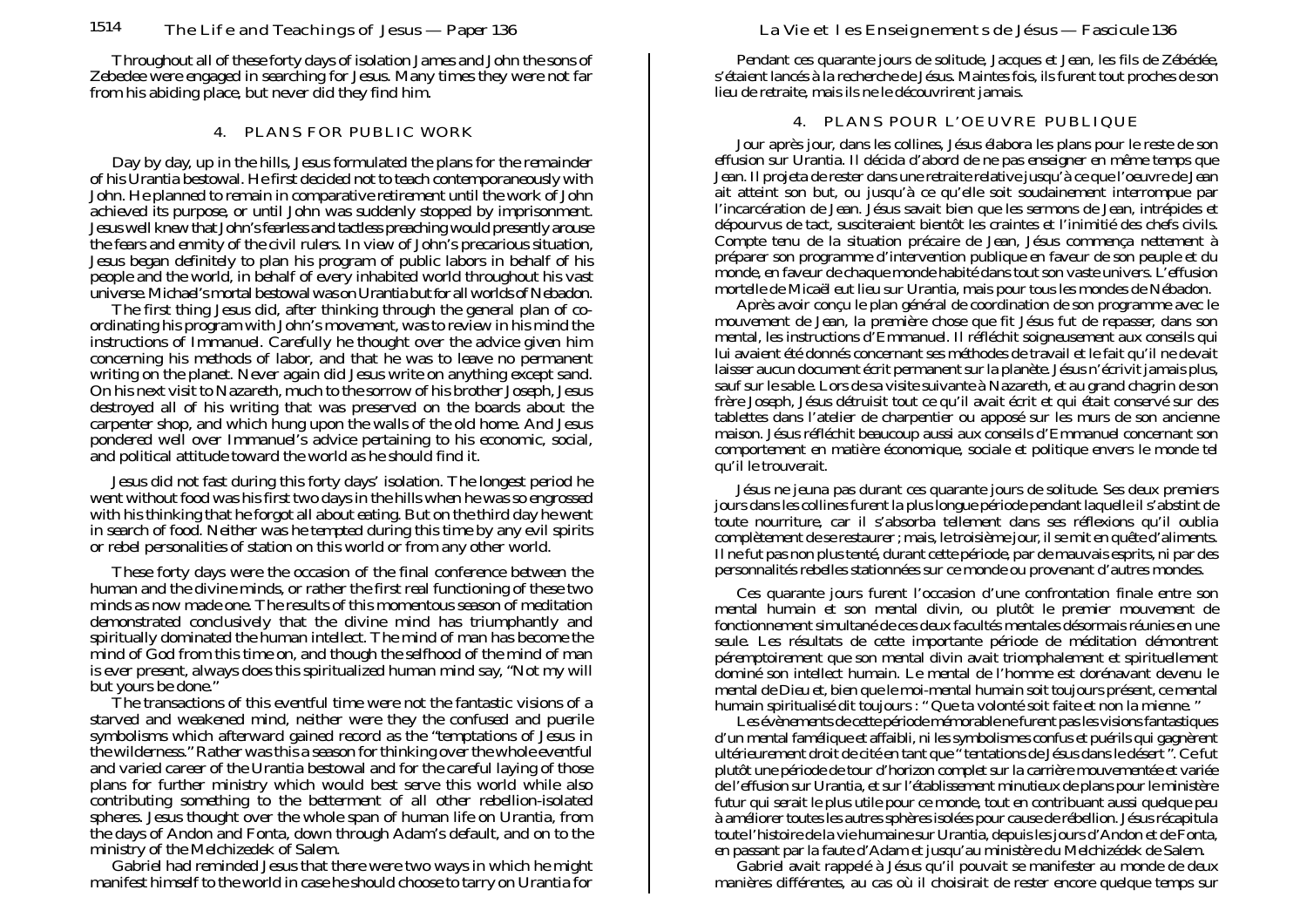Throughout all of these forty days of isolation James and John the sons of Zebedee were engaged in searching for Jesus. Many times they were not far from his abiding place, but never did they find him.

## 4. PLANS FOR PUBLIC WORK

Day by day, up in the hills, Jesus formulated the plans for the remainder of his Urantia bestowal. He first decided not to teach contemporaneously with John. He planned to remain in comparative retirement until the work of John achieved its purpose, or until John was suddenly stopped by imprisonment. Jesus well knew that John's fearless and tactless preaching would presently arouse the fears and enmity of the civil rulers. In view of John's precarious situation, Jesus began definitely to plan his program of public labors in behalf of his people and the world, in behalf of every inhabited world throughout his vast universe. Michael's mortal bestowal was on Urantia but for all worlds of Nebadon.

The first thing Jesus did, after thinking through the general plan of co-ordinating his program with John's movement, was to review in his mind the instructions of Immanuel. Carefully he thought over the advice given him concerning his methods of labor, and that he was to leave no permanent writing on the planet. Never again did Jesus write on anything except sand. On his next visit to Nazareth, much to the sorrow of his brother Joseph, Jesus destroyed all of his writing that was preserved on the boards about the carpenter shop, and which hung upon the walls of the old home. And Jesus pondered well over Immanuel's advice pertaining to his economic, social, and political attitude toward the world as he should find it.

Jesus did not fast during this forty days' isolation. The longest period he went without food was his first two days in the hills when he was so engrossed with his thinking that he forgot all about eating. But on the third day he went in search of food. Neither was he tempted during this time by any evil spirits or rebel personalities of station on this world or from any other world.

These forty days were the occasion of the final conference between the human and the divine minds, or rather the first real functioning of these two minds as now made one. The results of this momentous season of meditation demonstrated conclusively that the divine mind has triumphantly and spiritually dominated the human intellect. The mind of man has become the mind of God from this time on, and though the selfhood of the mind of man is ever present, always does this spiritualized human mind say, "Not my will but yours be done."

The transactions of this eventful time were not the fantastic visions of a starved and weakened mind, neither were they the confused and puerile symbolisms which afterward gained record as the "temptations of Jesus in the wilderness." Rather was this a season for thinking over the whole eventful and varied career of the Urantia bestowal and for the careful laying of those plans for further ministry which would best serve this world while also contributing something to the betterment of all other rebellion-isolated spheres. Jesus thought over the whole span of human life on Urantia, from the days of Andon and Fonta, down through Adam's default, and on to the ministry of the Melchizedek of Salem.

Gabriel had reminded Jesus that there were two ways in which he might manifest himself to the world in case he should choose to tarry on Urantia for

Pendant ces quarante jours de solitude, Jacques et Jean, les fils de Zébédée, s'étaient lancés à la recherche de Jésus. Maintes fois, ils furent tout proches de son lieu de retraite, mais ils ne le découvrirent jamais.

## 4. PLANS POUR L'OEUVRE PUBLIQUE

Jour après jour, dans les collines, Jésus élabora les plans pour le reste de son effusion sur Urantia. Il décida d'abord de ne pas enseigner en même temps que Jean. Il projeta de rester dans une retraite relative jusqu'à ce que l'oeuvre de Jean ait atteint son but, ou jusqu'à ce qu'elle soit soudainement interrompue par l'incarcération de Jean. Jésus savait bien que les sermons de Jean, intrépides et dépourvus de tact, susciteraient bientôt les craintes et l'inimitié des chefs civils. Compte tenu de la situation précaire de Jean, Jésus commença nettement à préparer son programme d'intervention publique en faveur de son peuple et du monde, en faveur de chaque monde habité dans tout son vaste univers. L'effusion mortelle de Micaël eut lieu sur Urantia, mais pour tous les mondes de Nébadon.

Après avoir conçu le plan général de coordination de son programme avec le mouvement de Jean, la première chose que fit Jésus fut de repasser, dans son mental, les instructions d'Emmanuel. Il réfléchit soigneusement aux conseils qui lui avaient été donnés concernant ses méthodes de travail et le fait qu'il ne devait laisser aucun document écrit permanent sur la planète. Jésus n'écrivit jamais plus, sauf sur le sable. Lors de sa visite suivante à Nazareth, et au grand chagrin de son frère Joseph, Jésus détruisit tout ce qu'il avait écrit et qui était conservé sur des tablettes dans l'atelier de charpentier ou apposé sur les murs de son ancienne maison. Jésus réfléchit beaucoup aussi aux conseils d'Emmanuel concernant son comportement en matière économique, sociale et politique envers le monde tel qu'il le trouverait.

Jésus ne jeuna pas durant ces quarante jours de solitude. Ses deux premiers jours dans les collines furent la plus longue période pendant laquelle il s'abstint de toute nourriture, car il s'absorba tellement dans ses réflexions qu'il oublia complètement de se restaurer ; mais, le troisième jour, il se mit en quête d'aliments. Il ne fut pas non plus tenté, durant cette période, par de mauvais esprits, ni par des personnalités rebelles stationnées sur ce monde ou provenant d'autres mondes.

Ces quarante jours furent l'occasion d'une confrontation finale entre son mental humain et son mental divin, ou plutôt le premier mouvement de fonctionnement simultané de ces deux facultés mentales désormais réunies en une seule. Les résultats de cette importante période de méditation démontrent péremptoirement que son mental divin avait triomphalement et spirituellement dominé son intellect humain. Le mental de l'homme est dorénavant devenu le mental de Dieu et, bien que le moi-mental humain soit toujours présent, ce mental humain spiritualisé dit toujours : " Que ta volonté soit faite et non la mienne. "

Les évènements de cette période mémorable ne furent pas les visions fantastiques d'un mental famélique et affaibli, ni les symbolismes confus et puérils qui gagnèrent ultérieurement droit de cité en tant que " tentations de Jésus dans le désert ". Ce fut plutôt une période de tour d'horizon complet sur la carrière mouvementée et variée de l'effusion sur Urantia, et sur l'établissement minutieux de plans pour le ministère futur qui serait le plus utile pour ce monde, tout en contribuant aussi quelque peu à améliorer toutes les autres sphères isolées pour cause de rébellion. Jésus récapitula toute l'histoire de la vie humaine sur Urantia, depuis les jours d'Andon et de Fonta, en passant par la faute d'Adam et jusqu'au ministère du Melchizédek de Salem.

Gabriel avait rappelé à Jésus qu'il pouvait se manifester au monde de deux manières différentes, au cas où il choisirait de rester encore quelque temps sur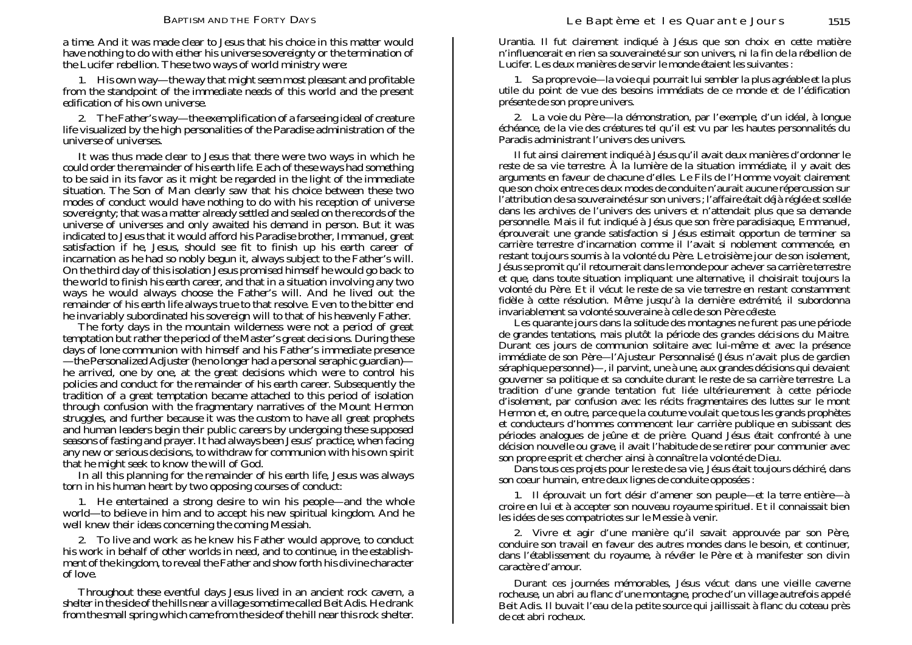a time. And it was made clear to Jesus that his choice in this matter would have nothing to do with either his universe sovereignty or the termination of the Lucifer rebellion. These two ways of world ministry were:

1. His own way—the way that might seem most pleasant and profitable from the standpoint of the immediate needs of this world and the present edification of his own universe.

2. The Father's way—the exemplification of a farseeing ideal of creature life visualized by the high personalities of the Paradise administration of the universe of universes.

It was thus made clear to Jesus that there were two ways in which he could order the remainder of his earth life. Each of these ways had something to be said in its favor as it might be regarded in the light of the immediate situation. The Son of Man clearly saw that his choice between these two modes of conduct would have nothing to do with his reception of universe sovereignty; that was a matter already settled and sealed on the records of the universe of universes and only awaited his demand in person. But it was indicated to Jesus that it would afford his Paradise brother, Immanuel, great satisfaction if he, Jesus, should see fit to finish up his earth career of incarnation as he had so nobly begun it, always subject to the Father's will. On the third day of this isolation Jesus promised himself he would go back to the world to finish his earth career, and that in a situation involving any two ways he would always choose the Father's will. And he lived out the remainder of his earth life always true to that resolve. Even to the bitter end he invariably subordinated his sovereign will to that of his heavenly Father.

The forty days in the mountain wilderness were not a period of great temptation but rather the period of the Master's great decisions. During these days of lone communion with himself and his Father's immediate presence—the Personalized Adjuster (he no longer had a personal seraphic guardian)—he arrived, one by one, at the great decisions which were to control his policies and conduct for the remainder of his earth career. Subsequently the tradition of a great temptation became attached to this period of isolation through confusion with the fragmentary narratives of the Mount Hermon struggles, and further because it was the custom to have all great prophets and human leaders begin their public careers by undergoing these supposed seasons of fasting and prayer. It had always been Jesus' practice, when facing any new or serious decisions, to withdraw for communion with his own spirit that he might seek to know the will of God.

In all this planning for the remainder of his earth life, Jesus was always torn in his human heart by two opposing courses of conduct:

1. He entertained a strong desire to win his people—and the whole world—to believe in him and to accept his new spiritual kingdom. And he well knew their ideas concerning the coming Messiah.

2. To live and work as he knew his Father would approve, to conduct his work in behalf of other worlds in need, and to continue, in the establishment of the kingdom, to reveal the Father and show forth his divine character of love.

Throughout these eventful days Jesus lived in an ancient rock cavern, a shelter in the side of the hills near a village sometime called Beit Adis. He drank from the small spring which came from the side of the hill near this rock shelter.

Urantia. Il fut clairement indiqué à Jésus que son choix en cette matière n'influencerait en rien sa souveraineté sur son univers, ni la fin de la rébellion de Lucifer. Les deux manières de servir le monde étaient les suivantes :

1. Sa propre voie—la voie qui pourrait lui sembler la plus agréable et la plus utile du point de vue des besoins immédiats de ce monde et de l'édification présente de son propre univers.

2. La voie du Père—la démonstration, par l'exemple, d'un idéal, à longue échéance, de la vie des créatures tel qu'il est vu par les hautes personnalités du Paradis administrant l'univers des univers.

Il fut ainsi clairement indiqué à Jésus qu'il avait deux manières d'ordonner le reste de sa vie terrestre. À la lumière de la situation immédiate, il y avait des arguments en faveur de chacune d'elles. Le Fils de l'Homme voyait clairement que son choix entre ces deux modes de conduite n'aurait aucune répercussion sur l'attribution de sa souveraineté sur son univers ; l'affaire était déjà réglée et scellée dans les archives de l'univers des univers et n'attendait plus que sa demande personnelle. Mais il fut indiqué à Jésus que son frère paradisiaque, Emmanuel, éprouverait une grande satisfaction si Jésus estimait opportun de terminer sa carrière terrestre d'incarnation comme il l'avait si noblement commencée, en restant toujours soumis à la volonté du Père. Le troisième jour de son isolement, Jésus se promit qu'il retournerait dans le monde pour achever sa carrière terrestre et que, dans toute situation impliquant une alternative, il choisirait toujours la volonté du Père. Et il vécut le reste de sa vie terrestre en restant constamment fidèle à cette résolution. Même jusqu'à la dernière extrémité, il subordonna invariablement sa volonté souveraine à celle de son Père céleste.

Les quarante jours dans la solitude des montagnes ne furent pas une période de grandes tentations, mais plutôt la période des grandes décisions du Maitre. Durant ces jours de communion solitaire avec lui-même et avec la présence immédiate de son Père—l'Ajusteur Personnalisé (Jésus n'avait plus de gardien séraphique personnel)—, il parvint, une à une, aux grandes décisions qui devaient gouverner sa politique et sa conduite durant le reste de sa carrière terrestre. La tradition d'une grande tentation fut liée ultérieurement à cette période d'isolement, par confusion avec les récits fragmentaires des luttes sur le mont Hermon et, en outre, parce que la coutume voulait que tous les grands prophètes et conducteurs d'hommes commencent leur carrière publique en subissant des périodes analogues de jeûne et de prière. Quand Jésus était confronté à une décision nouvelle ou grave, il avait l'habitude de se retirer pour communier avec son propre esprit et chercher ainsi à connaître la volonté de Dieu.

Dans tous ces projets pour le reste de sa vie, Jésus était toujours déchiré, dans son coeur humain, entre deux lignes de conduite opposées :

1. Il éprouvait un fort désir d'amener son peuple—et la terre entière—à croire en lui et à accepter son nouveau royaume spirituel. Et il connaissait bien les idées de ses compatriotes sur le Messie à venir.

2. Vivre et agir d'une manière qu'il savait approuvée par son Père, conduire son travail en faveur des autres mondes dans le besoin, et continuer, dans l'établissement du royaume, à révéler le Père et à manifester son divin caractère d'amour.

Durant ces journées mémorables, Jésus vécut dans une vieille caverne rocheuse, un abri au flanc d'une montagne, proche d'un village autrefois appelé Beit Adis. Il buvait l'eau de la petite source qui jaillissait à flanc du coteau près de cet abri rocheux.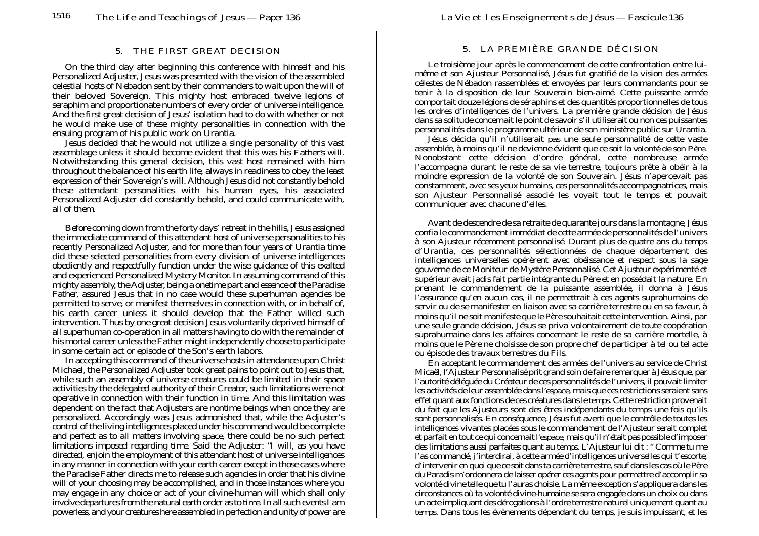## 5. THE FIRST GREAT DECISION

On the third day after beginning this conference with himself and his Personalized Adjuster, Jesus was presented with the vision of the assembled celestial hosts of Nebadon sent by their commanders to wait upon the will of their beloved Sovereign. This mighty host embraced twelve legions of seraphim and proportionate numbers of every order of universe intelligence. And the first great decision of Jesus' isolation had to do with whether or not he would make use of these mighty personalities in connection with the ensuing program of his public work on Urantia.

Jesus decided that he would not utilize a single personality of this vast assemblage unless it should become evident that this was his Father's will. Notwithstanding this general decision, this vast host remained with him throughout the balance of his earth life, always in readiness to obey the least expression of their Sovereign's will. Although Jesus did not constantly behold these attendant personalities with his human eyes, his associated Personalized Adjuster did constantly behold, and could communicate with, all of them.

Before coming down from the forty days' retreat in the hills, Jesus assigned the immediate command of this attendant host of universe personalities to his recently Personalized Adjuster, and for more than four years of Urantia time did these selected personalities from every division of universe intelligences obediently and respectfully function under the wise guidance of this exalted and experienced Personalized Mystery Monitor. In assuming command of this mighty assembly, the Adjuster, being a onetime part and essence of the Paradise Father, assured Jesus that in no case would these superhuman agencies be permitted to serve, or manifest themselves in connection with, or in behalf of, his earth career unless it should develop that the Father willed such intervention. Thus by one great decision Jesus voluntarily deprived himself of all superhuman co-operation in all matters having to do with the remainder of his mortal career unless the Father might independently choose to participate in some certain act or episode of the Son's earth labors.

In accepting this command of the universe hosts in attendance upon Christ Michael, the Personalized Adjuster took great pains to point out to Jesus that, while such an assembly of universe creatures could be limited in their space activities by the delegated authority of their Creator, such limitations were not operative in connection with their function in *time.* And this limitation was dependent on the fact that Adjusters are nontime beings when once they are personalized. Accordingly was Jesus admonished that, while the Adjuster's control of the living intelligences placed under his command would be complete and perfect as to all matters involving space, there could be no such perfect limitations imposed regarding time. Said the Adjuster: "I will, as you have directed, enjoin the employment of this attendant host of universe intelligences in any manner in connection with your earth career except in those cases where the Paradise Father directs me to release such agencies in order that his divine will of your choosing may be accomplished, and in those instances where you may engage in any choice or act of your divine-human will which shall only involve departures from the natural earth order as to *time.* In all such events I am powerless, and your creatures here assembled in perfection and unity of power are

## 5. LA PREMIÈRE GRANDE DÉCISION

Le troisième jour après le commencement de cette confrontation entre lui-même et son Ajusteur Personnalisé, Jésus fut gratifié de la vision des armées célestes de Nébadon rassemblées et envoyées par leurs commandants pour se tenir à la disposition de leur Souverain bien-aimé. Cette puissante armée comportait douze légions de séraphins et des quantités proportionnelles de tous les ordres d'intelligences de l'univers. La première grande décision de Jésus dans sa solitude concernait le point de savoir s'il utiliserait ou non ces puissantes personnalités dans le programme ultérieur de son ministère public sur Urantia.

Jésus décida qu'il n'utiliserait pas une seule personnalité de cette vaste assemblée, à moins qu'il ne devienne évident que ce soit la volonté de son Père. Nonobstant cette décision d'ordre général, cette nombreuse armée l'accompagna durant le reste de sa vie terrestre, toujours prête à obéir à la moindre expression de la volonté de son Souverain. Jésus n'apercevait pas constamment, avec ses yeux humains, ces personnalités accompagnatrices, mais son Ajusteur Personnalisé associé les voyait tout le temps et pouvait communiquer avec chacune d'elles.

Avant de descendre de sa retraite de quarante jours dans la montagne, Jésus confia le commandement immédiat de cette armée de personnalités de l'univers à son Ajusteur récemment personnalisé. Durant plus de quatre ans du temps d'Urantia, ces personnalités sélectionnées de chaque département des intelligences universelles opérèrent avec obéissance et respect sous la sage gouverne de ce Moniteur de Mystère Personnalisé. Cet Ajusteur expérimenté et supérieur avait jadis fait partie intégrante du Père et en possédait la nature. En prenant le commandement de la puissante assemblée, il donna à Jésus l'assurance qu'en aucun cas, il ne permettrait à ces agents suprahumains de servir ou de se manifester en liaison avec sa carrière terrestre ou en sa faveur, à moins qu'il ne soit manifeste que le Père souhaitait cette intervention. Ainsi, par une seule grande décision, Jésus se priva volontairement de toute coopération suprahumaine dans les affaires concernant le reste de sa carrière mortelle, à moins que le Père ne choisisse de son propre chef de participer à tel ou tel acte ou épisode des travaux terrestres du Fils.

En acceptant le commandement des armées de l'univers au service de Christ Micaël, l'Ajusteur Personnalisé prit grand soin de faire remarquer à Jésus que, par l'autorité déléguée du Créateur de ces personnalités de l'univers, il pouvait limiter les activités de leur assemblée dans l'espace, mais que ces restrictions seraient sans effet quant aux fonctions de ces créatures dans le *temps.* Cette restriction provenait du fait que les Ajusteurs sont des êtres indépendants du temps une fois qu'ils sont personnalisés. En conséquence, Jésus fut averti que le contrôle de toutes les intelligences vivantes placées sous le commandement de l'Ajusteur serait complet et parfait en tout ce qui concernait l'espace, mais qu'il n'était pas possible d'imposer des limitations aussi parfaites quant au temps. L'Ajusteur lui dit : « Comme tu me l'as commandé, j'interdirai, à cette armée d'intelligences universelles qui t'escorte, d'intervenir en quoi que ce soit dans ta carrière terrestre, sauf dans les cas où le Père du Paradis m'ordonnera de laisser opérer ces agents pour permettre d'accomplir sa volonté divine telle que tu l'auras choisie. La même exception s'appliquera dans les circonstances où ta volonté divine-humaine se sera engagée dans un choix ou dans un acte impliquant des dérogations à l'ordre terrestre naturel uniquement quant au *temps.* Dans tous les évènements dépendant du temps, je suis impuissant, et les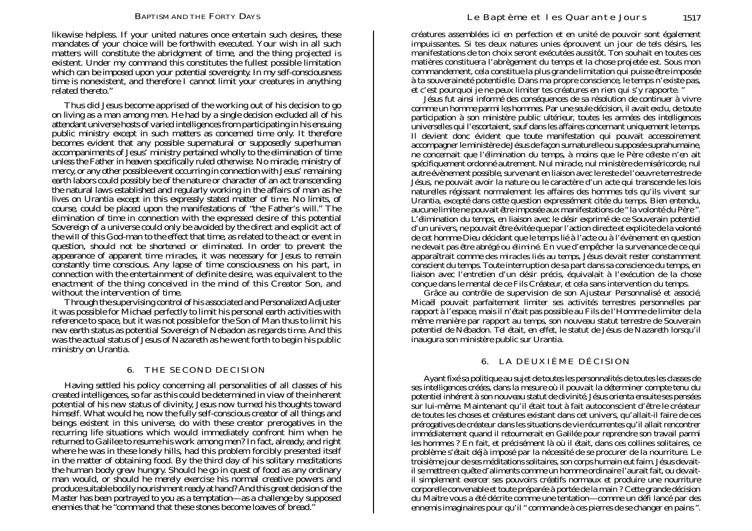likewise helpless. If your united natures once entertain such desires, these mandates of your choice will be forthwith executed. Your wish in all such matters will constitute the abridgment of time, and the thing projected is existent. Under my command this constitutes the fullest possible limitation which can be imposed upon your potential sovereignty. In my self-consciousness time is nonexistent, and therefore I cannot limit your creatures in anything related thereto."

Thus did Jesus become apprised of the working out of his decision to go on living as a man among men. He had by a single decision excluded all of his attendant universe hosts of varied intelligences from participating in his ensuing public ministry except in such matters as concerned *time* only. It therefore becomes evident that any possible supernatural or supposedly superhuman accompaniments of Jesus' ministry pertained wholly to the elimination of time unless the Father in heaven specifically ruled otherwise. No miracle, ministry of mercy, or any other possible event occurring in connection with Jesus' remaining earth labors could possibly be of the nature or character of an act transcending the natural laws established and regularly working in the affairs of man as he lives on Urantia *except in this expressly stated matter of time.* No limits, of course, could be placed upon the manifestations of "the Father's will." The elimination of time in connection with the expressed desire of this potential Sovereign of a universe could only be avoided by the direct and explicit act of the will of this God-man to the effect that time, as related to the act or event in question, should not be shortened or eliminated. In order to prevent the appearance of apparent *time miracles,* it was necessary for Jesus to remain constantly time conscious. Any lapse of time consciousness on his part, in connection with the entertainment of definite desire, was equivalent to the enactment of the thing conceived in the mind of this Creator Son, and without the intervention of time.

Through the supervising control of his associated and Personalized Adjuster it was possible for Michael perfectly to limit his personal earth activities with reference to space, but it was not possible for the Son of Man thus to limit his new earth status as potential Sovereign of Nebadon as regards *time.* And this was the actual status of Jesus of Nazareth as he went forth to begin his public ministry on Urantia.

## 6. THE SECOND DECISION

Having settled his policy concerning all personalities of all classes of his created intelligences, so far as this could be determined in view of the inherent potential of his new status of divinity, Jesus now turned his thoughts toward himself. What would he, now the fully self-conscious creator of all things and beings existent in this universe, do with these creator prerogatives in the recurring life situations which would immediately confront him when he returned to Galilee to resume his work among men? In fact, already, and right where he was in these lonely hills, had this problem forcibly presented itself in the matter of obtaining food. By the third day of his solitary meditations the human body grew hungry. Should he go in quest of food as any ordinary man would, or should he merely exercise his normal creative powers and produce suitable bodily nourishment ready at hand? And this great decision of the Master has been portrayed to you as a temptation—as a challenge by supposed enemies that he "command that these stones become loaves of bread."

créatures assemblées ici en perfection et en unité de pouvoir sont également impuissantes. Si tes deux natures unies éprouvent un jour de tels désirs, les manifestations de ton choix seront exécutées aussitôt. Ton souhait en toutes ces matières constituera l'abrègement du temps et la chose projetée est. Sous mon commandement, cela constitue la plus grande limitation qui puisse être imposée à ta souveraineté potentielle. Dans ma propre conscience, le temps n'existe pas, et c'est pourquoi je ne peux limiter tes créatures en rien qui s'y rapporte. "

Jésus fut ainsi informé des conséquences de sa résolution de continuer à vivre comme un homme parmi les hommes. Par une seule décision, il avait exclu, de toute participation à son ministère public ultérieur, toutes les armées des intelligences universelles qui l'escortaient, sauf dans les affaires concernant uniquement le *temps.* Il devient donc évident que toute manifestation qui pouvait accessoirement accompagner le ministère de Jésus de façon surnaturelle ou supposée suprahumaine, ne concernait que l'élimination du temps, à moins que le Père céleste n'en ait spécifiquement ordonné autrement. Nul miracle, nul ministère de miséricorde, nul autre évènement possible, survenant en liaison avec le reste de l'oeuvre terrestre de Jésus, ne pouvait avoir la nature ou le caractère d'un acte qui transcende les lois naturelles régissant normalement les affaires des hommes tels qu'ils vivent sur Urantia, *excepté dans cette question expressément citée du temps.* Bien entendu, aucune limite ne pouvait être imposée aux manifestations de " la volonté du Père ". L'élimination du temps, en liaison avec le désir exprimé de ce Souverain potentiel d'un univers, ne pouvait être évitée que par l'action directe et explicite de la volonté de cet homme-Dieu décidant que le temps lié à l'acte ou à l'évènement en question ne devait pas être abrégé ou éliminé. En vue d'empêcher la survenance de ce qui apparaîtrait comme des *miracles liés au temps,* Jésus devait rester constamment conscient du temps. Toute interruption de sa part dans sa conscience du temps, en liaison avec l'entretien d'un désir précis, équivalait à l'exécution de la chose conçue dans le mental de ce Fils Créateur, et cela sans intervention du temps.

Grâce au contrôle de supervision de son Ajusteur Personnalisé et associé, Micaël pouvait parfaitement limiter ses activités terrestres personnelles par rapport à l'espace, mais il n'était pas possible au Fils de l'Homme de limiter de la même manière par rapport au *temps,* son nouveau statut terrestre de Souverain potentiel de Nébadon. Tel était, en effet, le statut de Jésus de Nazareth lorsqu'il inaugura son ministère public sur Urantia.

## 6. LA DEUXIÈME DÉCISION

Ayant fixé sa politique au sujet de toutes les personnalités de toutes les classes de ses intelligences créées, dans la mesure où il pouvait la déterminer compte tenu du potentiel inhérent à son nouveau statut de divinité, Jésus orienta ensuite ses pensées sur lui-même. Maintenant qu'il était tout à fait autoconscient d'être le créateur de toutes les choses et créatures existant dans cet univers, qu'allait-il faire de ces prérogatives de créateur dans les situations de vie récurrentes qu'il allait rencontrer immédiatement quand il retournerait en Galilée pour reprendre son travail parmi les hommes ? En fait, et précisément là où il était, dans ces collines solitaires, ce problème s'était déjà imposé par la nécessité de se procurer de la nourriture. Le troisième jour de ses méditations solitaires, son corps humain eut faim. Jésus devait-il se mettre en quête d'aliments comme un homme ordinaire l'aurait fait, ou devait-il simplement exercer ses pouvoirs créatifs normaux et produire une nourriture corporelle convenable et toute préparée à portée de la main ? Cette grande décision du Maitre vous a été décrite comme une tentation—comme un défi lancé par des ennemis imaginaires pour qu'il " commande à ces pierres de se changer en pains ".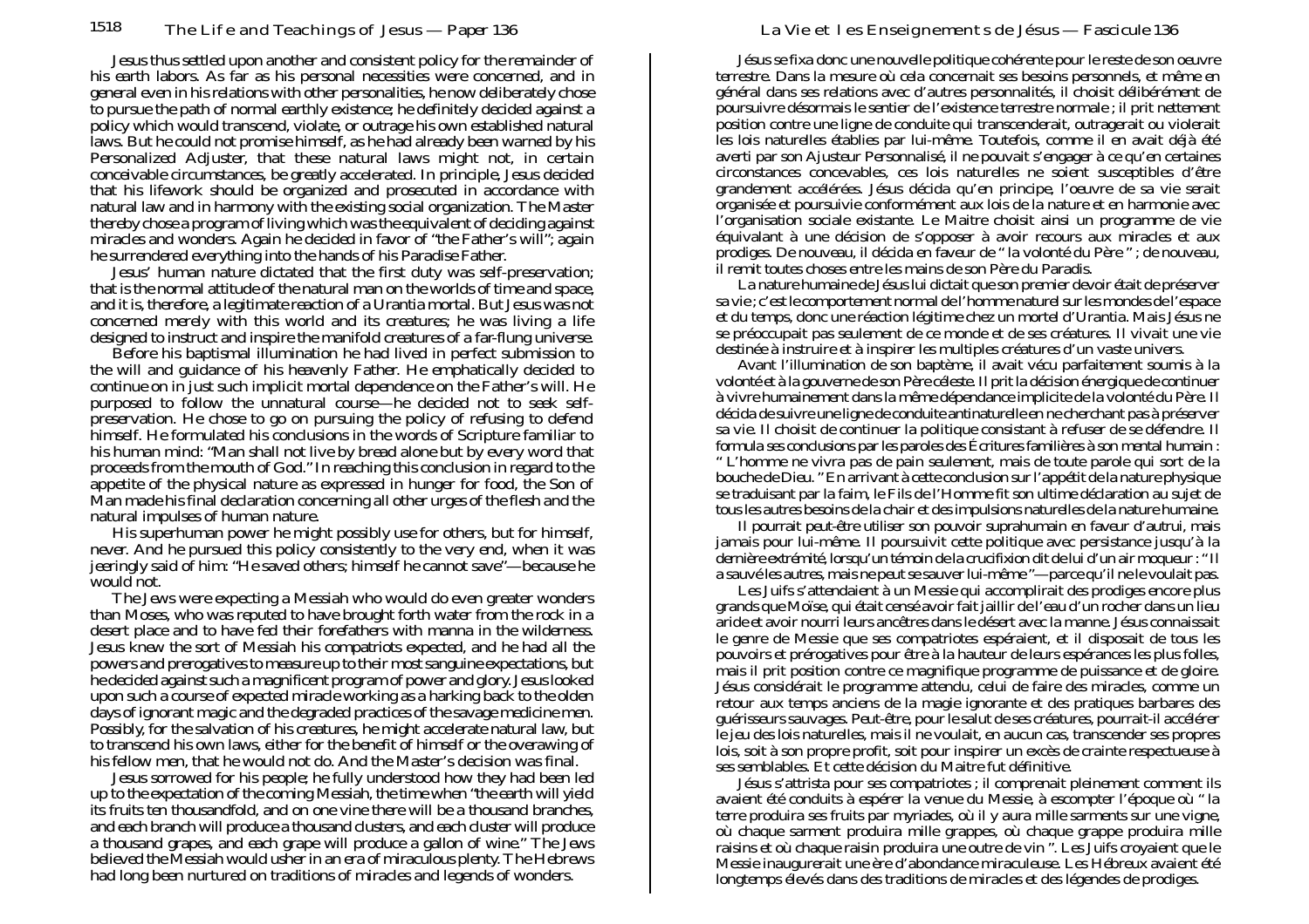Jesus thus settled upon another and consistent policy for the remainder of his earth labors. As far as his personal necessities were concerned, and in general even in his relations with other personalities, he now deliberately chose to pursue the path of normal earthly existence; he definitely decided against a policy which would transcend, violate, or outrage his own established natural laws. But he could not promise himself, as he had already been warned by his Personalized Adjuster, that these natural laws might not, in certain conceivable circumstances, be greatly accelerated. In principle, Jesus decided that his lifework should be organized and prosecuted in accordance with natural law and in harmony with the existing social organization. The Master thereby chose a program of living which was the equivalent of deciding against miracles and wonders. Again he decided in favor of "the Father's will"; again he surrendered everything into the hands of his Paradise Father.

Jesus' human nature dictated that the first duty was self-preservation; that is the normal attitude of the natural man on the worlds of time and space, and it is, therefore, a legitimate reaction of a Urantia mortal. But Jesus was not concerned merely with this world and its creatures; he was living a life designed to instruct and inspire the manifold creatures of a far-flung universe.

Before his baptismal illumination he had lived in perfect submission to the will and guidance of his heavenly Father. He emphatically decided to continue on in just such implicit mortal dependence on the Father's will. He purposed to follow the unnatural course—he decided not to seek self-preservation. He chose to go on pursuing the policy of refusing to defend himself. He formulated his conclusions in the words of Scripture familiar to his human mind: "Man shall not live by bread alone but by every word that proceeds from the mouth of God." In reaching this conclusion in regard to the appetite of the physical nature as expressed in hunger for food, the Son of Man made his final declaration concerning all other urges of the flesh and the natural impulses of human nature.

His superhuman power he might possibly use for others, but for himself, never. And he pursued this policy consistently to the very end, when it was jeeringly said of him: "He saved others; himself he cannot save"—because he would not.

The Jews were expecting a Messiah who would do even greater wonders than Moses, who was reputed to have brought forth water from the rock in a desert place and to have fed their forefathers with manna in the wilderness. Jesus knew the sort of Messiah his compatriots expected, and he had all the powers and prerogatives to measure up to their most sanguine expectations, but he decided against such a magnificent program of power and glory. Jesus looked upon such a course of expected miracle working as a harking back to the olden days of ignorant magic and the degraded practices of the savage medicine men. Possibly, for the salvation of his creatures, he might accelerate natural law, but to transcend his own laws, either for the benefit of himself or the overawing of his fellow men, that he would not do. And the Master's decision was final.

Jesus sorrowed for his people; he fully understood how they had been led up to the expectation of the coming Messiah, the time when "the earth will yield its fruits ten thousandfold, and on one vine there will be a thousand branches, and each branch will produce a thousand clusters, and each cluster will produce a thousand grapes, and each grape will produce a gallon of wine." The Jews believed the Messiah would usher in an era of miraculous plenty. The Hebrews had long been nurtured on traditions of miracles and legends of wonders.

Jésus se fixa donc une nouvelle politique cohérente pour le reste de son oeuvre terrestre. Dans la mesure où cela concernait ses besoins personnels, et même en général dans ses relations avec d'autres personnalités, il choisit délibérément de poursuivre désormais le sentier de l'existence terrestre normale ; il prit nettement position contre une ligne de conduite qui transcenderait, outragerait ou violerait les lois naturelles établies par lui-même. Toutefois, comme il en avait déjà été averti par son Ajusteur Personnalisé, il ne pouvait s'engager à ce qu'en certaines circonstances concevables, ces lois naturelles ne soient susceptibles d'être grandement accélérées. Jésus décida qu'en principe, l'oeuvre de sa vie serait organisée et poursuivie conformément aux lois de la nature et en harmonie avec l'organisation sociale existante. Le Maitre choisit ainsi un programme de vie équivalant à une décision de s'opposer à avoir recours aux miracles et aux prodiges. De nouveau, il décida en faveur de " la volonté du Père " ; de nouveau, il remit toutes choses entre les mains de son Père du Paradis.

La nature humaine de Jésus lui dictait que son premier devoir était de préserver sa vie ; c'est le comportement normal de l'homme naturel sur les mondes de l'espace et du temps, donc une réaction légitime chez un mortel d'Urantia. Mais Jésus ne se préoccupait pas seulement de ce monde et de ses créatures. Il vivait une vie destinée à instruire et à inspirer les multiples créatures d'un vaste univers.

Avant l'illumination de son baptême, il avait vécu parfaitement soumis à la volonté et à la gouverne de son Père céleste. Il prit la décision énergique de continuer à vivre humainement dans la même dépendance implicite de la volonté du Père. Il décida de suivre une ligne de conduite antinaturelle en ne cherchant pas à préserver sa vie. Il choisit de continuer la politique consistant à refuser de se défendre. Il formula ses conclusions par les paroles des Écritures familières à son mental humain : " L'homme ne vivra pas de pain seulement, mais de toute parole qui sort de la bouche de Dieu. " En arrivant à cette conclusion sur l'appétit de la nature physique se traduisant par la faim, le Fils de l'Homme fit son ultime déclaration au sujet de tous les autres besoins de la chair et des impulsions naturelles de la nature humaine.

Il pourrait peut-être utiliser son pouvoir suprahumain en faveur d'autrui, mais jamais pour lui-même. Il poursuivit cette politique avec persistance jusqu'à la dernière extrémité, lorsqu'un témoin de la crucifixion dit de lui d'un air moqueur : " Il a sauvé les autres, mais ne peut se sauver lui-même "—parce qu'il ne le voulait pas.

Les Juifs s'attendaient à un Messie qui accomplirait des prodiges encore plus grands que Moïse, qui était censé avoir fait jaillir de l'eau d'un rocher dans un lieu aride et avoir nourri leurs ancêtres dans le désert avec la manne. Jésus connaissait le genre de Messie que ses compatriotes espéraient, et il disposait de tous les pouvoirs et prérogatives pour être à la hauteur de leurs espérances les plus folles, mais il prit position contre ce magnifique programme de puissance et de gloire. Jésus considérait le programme attendu, celui de faire des miracles, comme un retour aux temps anciens de la magie ignorante et des pratiques barbares des guérisseurs sauvages. Peut-être, pour le salut de ses créatures, pourrait-il accélérer le jeu des lois naturelles, mais il ne voulait, en aucun cas, transcender ses propres lois, soit à son propre profit, soit pour inspirer un excès de crainte respectueuse à ses semblables. Et cette décision du Maitre fut définitive.

Jésus s'attrista pour ses compatriotes ; il comprenait pleinement comment ils avaient été conduits à espérer la venue du Messie, à escompter l'époque où " la terre produira ses fruits par myriades, où il y aura mille sarments sur une vigne, où chaque sarment produira mille grappes, où chaque grappe produira mille raisins et où chaque raisin produira une outre de vin ". Les Juifs croyaient que le Messie inaugurerait une ère d'abondance miraculeuse. Les Hébreux avaient été longtemps élevés dans des traditions de miracles et des légendes de prodiges.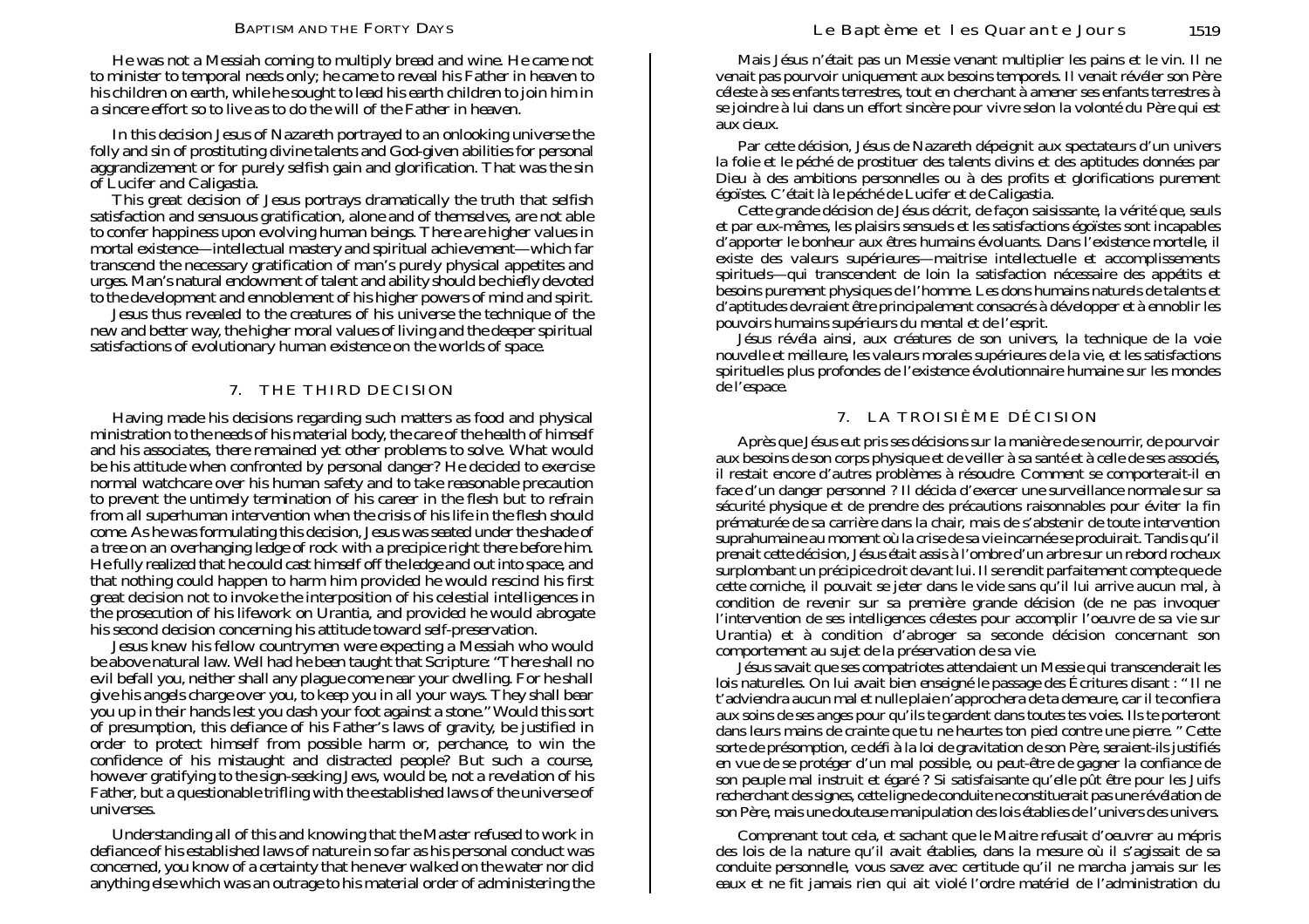He was not a Messiah coming to multiply bread and wine. He came not to minister to temporal needs only; he came to reveal his Father in heaven to his children on earth, while he sought to lead his earth children to join him in a sincere effort so to live as to do the will of the Father in heaven.

In this decision Jesus of Nazareth portrayed to an onlooking universe the folly and sin of prostituting divine talents and God-given abilities for personal aggrandizement or for purely selfish gain and glorification. That was the sin of Lucifer and Caligastia.

This great decision of Jesus portrays dramatically the truth that selfish satisfaction and sensuous gratification, alone and of themselves, are not able to confer happiness upon evolving human beings. There are higher values in mortal existence—intellectual mastery and spiritual achievement—which far transcend the necessary gratification of man's purely physical appetites and urges. Man's natural endowment of talent and ability should be chiefly devoted to the development and ennoblement of his higher powers of mind and spirit.

Jesus thus revealed to the creatures of his universe the technique of the new and better way, the higher moral values of living and the deeper spiritual satisfactions of evolutionary human existence on the worlds of space.

## 7. THE THIRD DECISION

Having made his decisions regarding such matters as food and physical ministration to the needs of his material body, the care of the health of himself and his associates, there remained yet other problems to solve. What would be his attitude when confronted by personal danger? He decided to exercise normal watchcare over his human safety and to take reasonable precaution to prevent the untimely termination of his career in the flesh but to refrain from all superhuman intervention when the crisis of his life in the flesh should come. As he was formulating this decision, Jesus was seated under the shade of a tree on an overhanging ledge of rock with a precipice right there before him. He fully realized that he could cast himself off the ledge and out into space, and that nothing could happen to harm him provided he would rescind his first great decision not to invoke the interposition of his celestial intelligences in the prosecution of his lifework on Urantia, and provided he would abrogate his second decision concerning his attitude toward self-preservation.

Jesus knew his fellow countrymen were expecting a Messiah who would be above natural law. Well had he been taught that Scripture: "There shall no evil befall you, neither shall any plague come near your dwelling. For he shall give his angels charge over you, to keep you in all your ways. They shall bear you up in their hands lest you dash your foot against a stone." Would this sort of presumption, this defiance of his Father's laws of gravity, be justified in order to protect himself from possible harm or, perchance, to win the confidence of his mistaught and distracted people? But such a course, however gratifying to the sign-seeking Jews, would be, not a revelation of his Father, but a questionable trifling with the established laws of the universe of universes.

Understanding all of this and knowing that the Master refused to work in defiance of his established laws of nature in so far as his personal conduct was concerned, you know of a certainty that he never walked on the water nor did anything else which was an outrage to his material order of administering the

Mais Jésus n'était pas un Messie venant multiplier les pains et le vin. Il ne venait pas pourvoir uniquement aux besoins temporels. Il venait révéler son Père céleste à ses enfants terrestres, tout en cherchant à amener ses enfants terrestres à se joindre à lui dans un effort sincère pour vivre selon la volonté du Père qui est aux cieux.

Par cette décision, Jésus de Nazareth dépeignit aux spectateurs d'un univers la folie et le péché de prostituer des talents divins et des aptitudes données par Dieu à des ambitions personnelles ou à des profits et glorifications purement égoïstes. C'était là le péché de Lucifer et de Caligastia.

Cette grande décision de Jésus décrit, de façon saisissante, la vérité que, seuls et par eux-mêmes, les plaisirs sensuels et les satisfactions égoïstes sont incapables d'apporter le bonheur aux êtres humains évoluants. Dans l'existence mortelle, il existe des valeurs supérieures—maitrise intellectuelle et accomplissements spirituels—qui transcendent de loin la satisfaction nécessaire des appétits et besoins purement physiques de l'homme. Les dons humains naturels de talents et d'aptitudes devraient être principalement consacrés à développer et à ennoblir les pouvoirs humains supérieurs du mental et de l'esprit.

Jésus révéla ainsi, aux créatures de son univers, la technique de la voie nouvelle et meilleure, les valeurs morales supérieures de la vie, et les satisfactions spirituelles plus profondes de l'existence évolutionnaire humaine sur les mondes de l'espace.

## 7. LA TROISIÈME DÉCISION

Après que Jésus eut pris ses décisions sur la manière de se nourrir, de pourvoir aux besoins de son corps physique et de veiller à sa santé et à celle de ses associés, il restait encore d'autres problèmes à résoudre. Comment se comporterait-il en face d'un danger personnel ? Il décida d'exercer une surveillance normale sur sa sécurité physique et de prendre des précautions raisonnables pour éviter la fin prématurée de sa carrière dans la chair, mais de s'abstenir de toute intervention suprahumaine au moment où la crise de sa vie incarnée se produirait. Tandis qu'il prenait cette décision, Jésus était assis à l'ombre d'un arbre sur un rebord rocheux surplombant un précipice droit devant lui. Il se rendit parfaitement compte que de cette corniche, il pouvait se jeter dans le vide sans qu'il lui arrive aucun mal, à condition de revenir sur sa première grande décision (de ne pas invoquer l'intervention de ses intelligences célestes pour accomplir l'oeuvre de sa vie sur Urantia) et à condition d'abroger sa seconde décision concernant son comportement au sujet de la préservation de sa vie.

Jésus savait que ses compatriotes attendaient un Messie qui transcenderait les lois naturelles. On lui avait bien enseigné le passage des Écritures disant : " Il ne t'adviendra aucun mal et nulle plaie n'approchera de ta demeure, car il te confiera aux soins de ses anges pour qu'ils te gardent dans toutes tes voies. Ils te porteront dans leurs mains de crainte que tu ne heurtes ton pied contre une pierre. " Cette sorte de présomption, ce défi à la loi de gravitation de son Père, seraient-ils justifiés en vue de se protéger d'un mal possible, ou peut-être de gagner la confiance de son peuple mal instruit et égaré ? Si satisfaisante qu'elle pût être pour les Juifs recherchant des signes, cette ligne de conduite ne constituerait pas une révélation de son Père, mais une douteuse manipulation des lois établies de l'univers des univers.

Comprenant tout cela, et sachant que le Maitre refusait d'oeuvrer au mépris des lois de la nature qu'il avait établies, dans la mesure où il s'agissait de sa conduite personnelle, vous savez avec certitude qu'il ne marcha jamais sur les eaux et ne fit jamais rien qui ait violé l'ordre matériel de l'administration du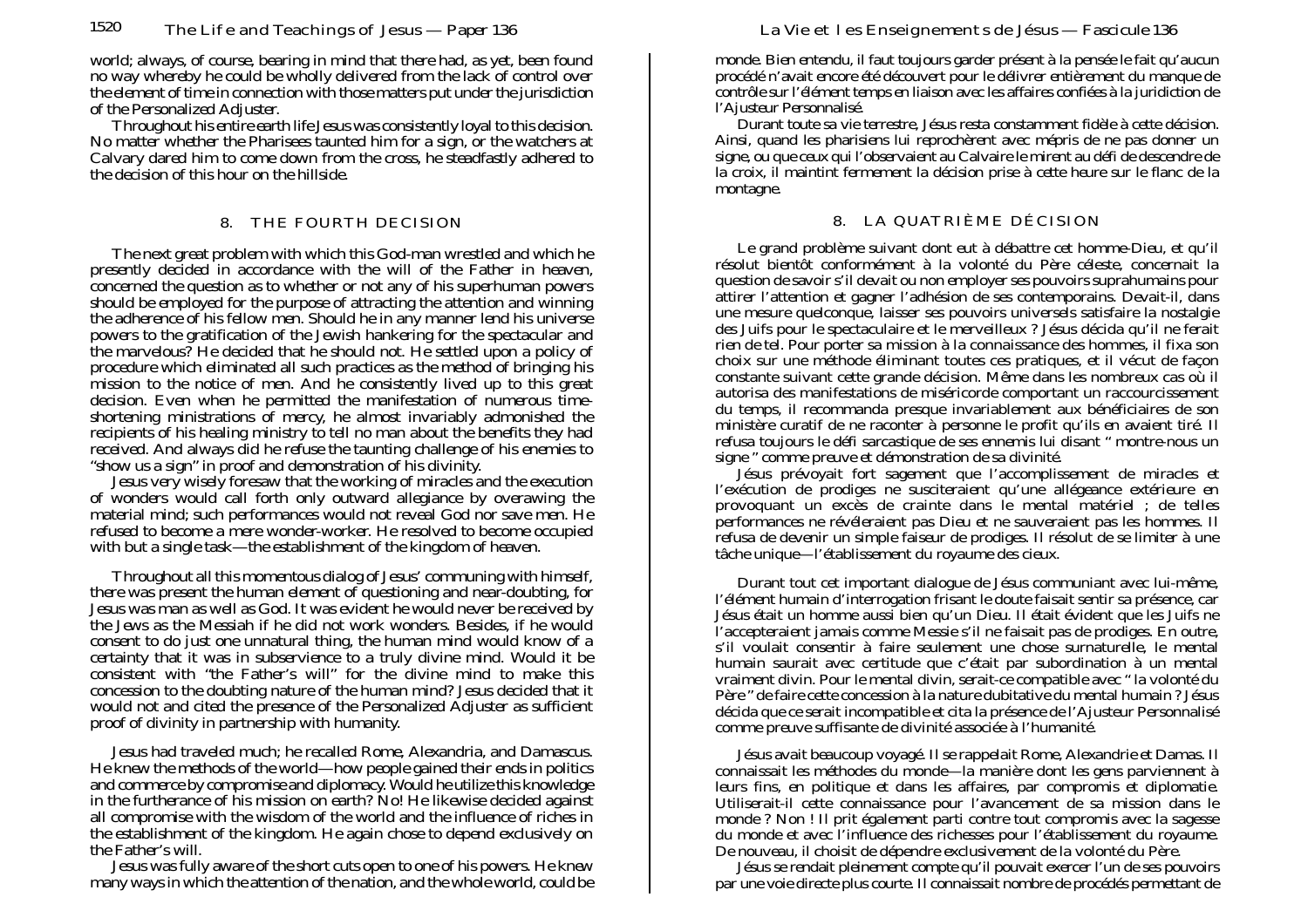world; always, of course, bearing in mind that there had, as yet, been found no way whereby he could be wholly delivered from the lack of control over the element of time in connection with those matters put under the jurisdiction of the Personalized Adjuster.

Throughout his entire earth life Jesus was consistently loyal to this decision. No matter whether the Pharisees taunted him for a sign, or the watchers at Calvary dared him to come down from the cross, he steadfastly adhered to the decision of this hour on the hillside.

## 8. THE FOURTH DECISION

The next great problem with which this God-man wrestled and which he presently decided in accordance with the will of the Father in heaven, concerned the question as to whether or not any of his superhuman powers should be employed for the purpose of attracting the attention and winning the adherence of his fellow men. Should he in any manner lend his universe powers to the gratification of the Jewish hankering for the spectacular and the marvelous? He decided that he should not. He settled upon a policy of procedure which eliminated all such practices as the method of bringing his mission to the notice of men. And he consistently lived up to this great decision. Even when he permitted the manifestation of numerous time-shortening ministrations of mercy, he almost invariably admonished the recipients of his healing ministry to tell no man about the benefits they had received. And always did he refuse the taunting challenge of his enemies to "show us a sign" in proof and demonstration of his divinity.

Jesus very wisely foresaw that the working of miracles and the execution of wonders would call forth only outward allegiance by overawing the material mind; such performances would not reveal God nor save men. He refused to become a mere wonder-worker. He resolved to become occupied with but a single task—the establishment of the kingdom of heaven.

Throughout all this momentous dialog of Jesus' communing with himself, there was present the human element of questioning and near-doubting, for Jesus was man as well as God. It was evident he would never be received by the Jews as the Messiah if he did not work wonders. Besides, if he would consent to do just one unnatural thing, the human mind would know of a certainty that it was in subservience to a truly divine mind. Would it be consistent with "the Father's will" for the divine mind to make this concession to the doubting nature of the human mind? Jesus decided that it would not and cited the presence of the Personalized Adjuster as sufficient proof of divinity in partnership with humanity.

Jesus had traveled much; he recalled Rome, Alexandria, and Damascus. He knew the methods of the world—how people gained their ends in politics and commerce by compromise and diplomacy. Would he utilize this knowledge in the furtherance of his mission on earth? No! He likewise decided against all compromise with the wisdom of the world and the influence of riches in the establishment of the kingdom. He again chose to depend exclusively on the Father's will.

Jesus was fully aware of the short cuts open to one of his powers. He knew many ways in which the attention of the nation, and the whole world, could be

monde. Bien entendu, il faut toujours garder présent à la pensée le fait qu'aucun procédé n'avait encore été découvert pour le délivrer entièrement du manque de contrôle sur l'élément temps en liaison avec les affaires confiées à la juridiction de l'Ajusteur Personnalisé.

Durant toute sa vie terrestre, Jésus resta constamment fidèle à cette décision. Ainsi, quand les pharisiens lui reprochèrent avec mépris de ne pas donner un signe, ou que ceux qui l'observaient au Calvaire le mirent au défi de descendre de la croix, il maintint fermement la décision prise à cette heure sur le flanc de la montagne.

## 8. LA QUATRIÈME DÉCISION

Le grand problème suivant dont eut à débattre cet homme-Dieu, et qu'il résolut bientôt conformément à la volonté du Père céleste, concernait la question de savoir s'il devait ou non employer ses pouvoirs suprahumains pour attirer l'attention et gagner l'adhésion de ses contemporains. Devait-il, dans une mesure quelconque, laisser ses pouvoirs universels satisfaire la nostalgie des Juifs pour le spectaculaire et le merveilleux ? Jésus décida qu'il ne ferait rien de tel. Pour porter sa mission à la connaissance des hommes, il fixa son choix sur une méthode éliminant toutes ces pratiques, et il vécut de façon constante suivant cette grande décision. Même dans les nombreux cas où il autorisa des manifestations de miséricorde comportant un raccourcissement du temps, il recommanda presque invariablement aux bénéficiaires de son ministère curatif de ne raconter à personne le profit qu'ils en avaient tiré. Il refusa toujours le défi sarcastique de ses ennemis lui disant « montre-nous un signe » comme preuve et démonstration de sa divinité.

Jésus prévoyait fort sagement que l'accomplissement de miracles et l'exécution de prodiges ne susciteraient qu'une allégeance extérieure en provoquant un excès de crainte dans le mental matériel ; de telles performances ne révéleraient pas Dieu et ne sauveraient pas les hommes. Il refusa de devenir un simple faiseur de prodiges. Il résolut de se limiter à une tâche unique—l'établissement du royaume des cieux.

Durant tout cet important dialogue de Jésus communiant avec lui-même, l'élément humain d'interrogation frisant le doute faisait sentir sa présence, car Jésus était un homme aussi bien qu'un Dieu. Il était évident que les Juifs ne l'accepteraient jamais comme Messie s'il ne faisait pas de prodiges. En outre, s'il voulait consentir à faire seulement une chose surnaturelle, le mental humain saurait avec certitude que c'était par subordination à un mental vraiment divin. Pour le mental divin, serait-ce compatible avec « la volonté du Père » de faire cette concession à la nature dubitative du mental humain ? Jésus décida que ce serait incompatible et cita la présence de l'Ajusteur Personnalisé comme preuve suffisante de divinité associée à l'humanité.

Jésus avait beaucoup voyagé. Il se rappelait Rome, Alexandrie et Damas. Il connaissait les méthodes du monde—la manière dont les gens parviennent à leurs fins, en politique et dans les affaires, par compromis et diplomatie. Utiliserait-il cette connaissance pour l'avancement de sa mission dans le monde ? Non ! Il prit également parti contre tout compromis avec la sagesse du monde et avec l'influence des richesses pour l'établissement du royaume. De nouveau, il choisit de dépendre exclusivement de la volonté du Père.

Jésus se rendait pleinement compte qu'il pouvait exercer l'un de ses pouvoirs par une voie directe plus courte. Il connaissait nombre de procédés permettant de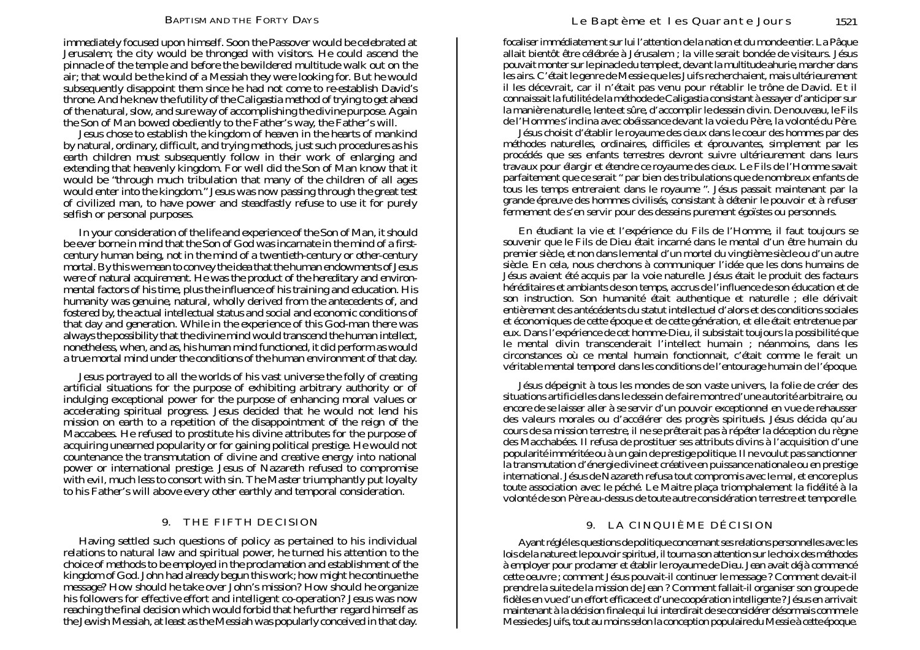immediately focused upon himself. Soon the Passover would be celebrated at Jerusalem; the city would be thronged with visitors. He could ascend the pinnacle of the temple and before the bewildered multitude walk out on the air; that would be the kind of a Messiah they were looking for. But he would subsequently disappoint them since he had not come to re-establish David's throne. And he knew the futility of the Caligastia method of trying to get ahead of the natural, slow, and sure way of accomplishing the divine purpose. Again the Son of Man bowed obediently to the Father's way, the Father's will.

Jesus chose to establish the kingdom of heaven in the hearts of mankind by natural, ordinary, difficult, and trying methods, just such procedures as his earth children must subsequently follow in their work of enlarging and extending that heavenly kingdom. For well did the Son of Man know that it would be "through much tribulation that many of the children of all ages would enter into the kingdom." Jesus was now passing through the great test of civilized man, to have power and steadfastly refuse to use it for purely selfish or personal purposes.

In your consideration of the life and experience of the Son of Man, it should be ever borne in mind that the Son of God was incarnate in the mind of a first-century human being, not in the mind of a twentieth-century or other-century mortal. By this we mean to convey the idea that the human endowments of Jesus were of natural acquirement. He was the product of the hereditary and environmental factors of his time, plus the influence of his training and education. His humanity was genuine, natural, wholly derived from the antecedents of, and fostered by, the actual intellectual status and social and economic conditions of that day and generation. While in the experience of this God-man there was always the possibility that the divine mind would transcend the human intellect, nonetheless, when, and as, his human mind functioned, it did perform as would a true mortal mind under the conditions of the human environment of that day.

Jesus portrayed to all the worlds of his vast universe the folly of creating artificial situations for the purpose of exhibiting arbitrary authority or of indulging exceptional power for the purpose of enhancing moral values or accelerating spiritual progress. Jesus decided that he would not lend his mission on earth to a repetition of the disappointment of the reign of the Maccabees. He refused to prostitute his divine attributes for the purpose of acquiring unearned popularity or for gaining political prestige. He would not countenance the transmutation of divine and creative energy into national power or international prestige. Jesus of Nazareth refused to compromise with evil, much less to consort with sin. The Master triumphantly put loyalty to his Father's will above every other earthly and temporal consideration.

## 9. THE FIFTH DECISION

Having settled such questions of policy as pertained to his individual relations to natural law and spiritual power, he turned his attention to the choice of methods to be employed in the proclamation and establishment of the kingdom of God. John had already begun this work; how might he continue the message? How should he take over John's mission? How should he organize his followers for effective effort and intelligent co-operation? Jesus was now reaching the final decision which would forbid that he further regard himself as the Jewish Messiah, at least as the Messiah was popularly conceived in that day.

focaliser immédiatement sur lui l'attention de la nation et du monde entier. La Pâque allait bientôt être célébrée à Jérusalem ; la ville serait bondée de visiteurs. Jésus pouvait monter sur le pinacle du temple et, devant la multitude ahurie, marcher dans les airs. C'était le genre de Messie que les Juifs recherchaient, mais ultérieurement il les décevrait, car il n'était pas venu pour rétablir le trône de David. Et il connaissait la futilité de la méthode de Caligastia consistant à essayer d'anticiper sur la manière naturelle, lente et sûre, d'accomplir le dessein divin. De nouveau, le Fils de l'Homme s'inclina avec obéissance devant la voie du Père, la volonté du Père.

Jésus choisit d'établir le royaume des cieux dans le coeur des hommes par des méthodes naturelles, ordinaires, difficiles et éprouvantes, simplement par les procédés que ses enfants terrestres devront suivre ultérieurement dans leurs travaux pour élargir et étendre ce royaume des cieux. Le Fils de l'Homme savait parfaitement que ce serait " par bien des tribulations que de nombreux enfants de tous les temps entreraient dans le royaume ". Jésus passait maintenant par la grande épreuve des hommes civilisés, consistant à détenir le pouvoir et à refuser fermement de s'en servir pour des desseins purement égoïstes ou personnels.

En étudiant la vie et l'expérience du Fils de l'Homme, il faut toujours se souvenir que le Fils de Dieu était incarné dans le mental d'un être humain du premier siècle, et non dans le mental d'un mortel du vingtième siècle ou d'un autre siècle. En cela, nous cherchons à communiquer l'idée que les dons humains de Jésus avaient été acquis par la voie naturelle. Jésus était le produit des facteurs héréditaires et ambiants de son temps, accrus de l'influence de son éducation et de son instruction. Son humanité était authentique et naturelle ; elle dérivait entièrement des antécédents du statut intellectuel d'alors et des conditions sociales et économiques de cette époque et de cette génération, et elle était entretenue par eux. Dans l'expérience de cet homme-Dieu, il subsistait toujours la possibilité que le mental divin transcenderait l'intellect humain ; néanmoins, dans les circonstances où ce mental humain fonctionnait, c'était comme le ferait un véritable mental temporel dans les conditions de l'entourage humain de l'époque.

Jésus dépeignit à tous les mondes de son vaste univers, la folie de créer des situations artificielles dans le dessein de faire montre d'une autorité arbitraire, ou encore de se laisser aller à se servir d'un pouvoir exceptionnel en vue de rehausser des valeurs morales ou d'accélérer des progrès spirituels. Jésus décida qu'au cours de sa mission terrestre, il ne se prêterait pas à répéter la déception du règne des Macchabées. Il refusa de prostituer ses attributs divins à l'acquisition d'une popularité imméritée ou à un gain de prestige politique. Il ne voulut pas sanctionner la transmutation d'énergie divine et créative en puissance nationale ou en prestige international. Jésus de Nazareth refusa tout compromis avec le mal, et encore plus toute association avec le péché. Le Maitre plaça triomphalement la fidélité à la volonté de son Père au-dessus de toute autre considération terrestre et temporelle.

## 9. LA CINQUIÈME DÉCISION

Ayant réglé les questions de politique concernant ses relations personnelles avec les lois de la nature et le pouvoir spirituel, il tourna son attention sur le choix des méthodes à employer pour proclamer et établir le royaume de Dieu. Jean avait déjà commencé cette oeuvre ; comment Jésus pouvait-il continuer le message ? Comment devait-il prendre la suite de la mission de Jean ? Comment fallait-il organiser son groupe de fidèles en vue d'un effort efficace et d'une coopération intelligente ? Jésus en arrivait maintenant à la décision finale qui lui interdirait de se considérer désormais comme le Messie des Juifs, tout au moins selon la conception populaire du Messie à cette époque.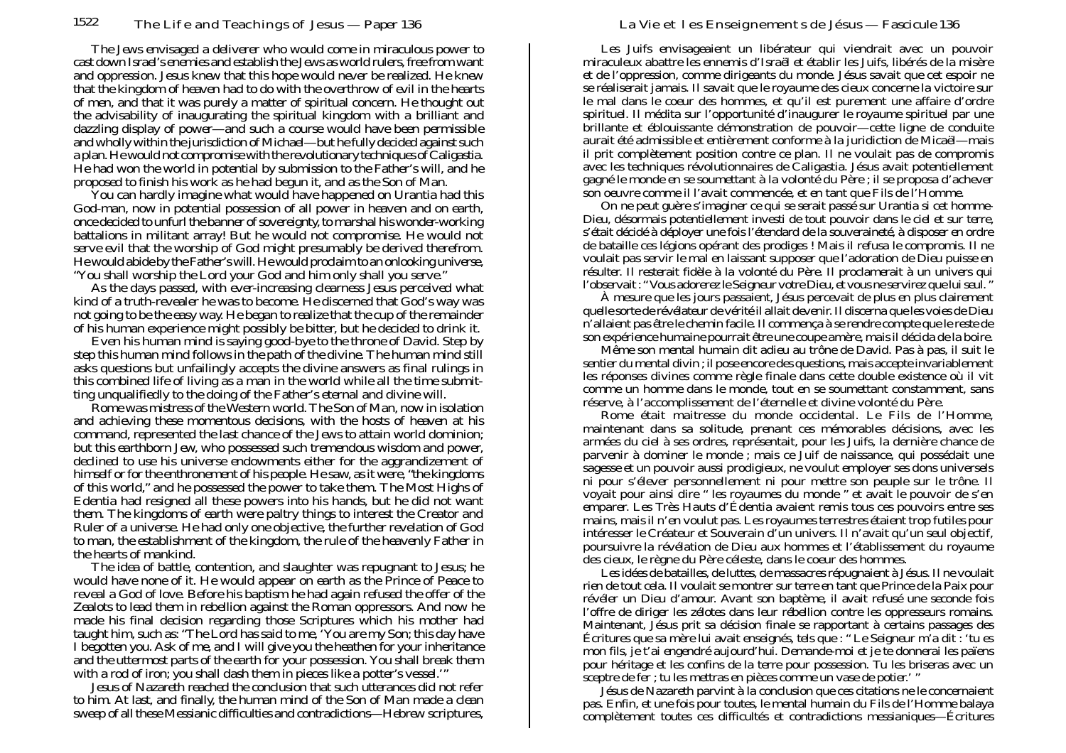The Jews envisaged a deliverer who would come in miraculous power to cast down Israel's enemies and establish the Jews as world rulers, free from want and oppression. Jesus knew that this hope would never be realized. He knew that the kingdom of heaven had to do with the overthrow of evil in the hearts of men, and that it was purely a matter of spiritual concern. He thought out the advisability of inaugurating the spiritual kingdom with a brilliant and dazzling display of power—and such a course would have been permissible and wholly within the jurisdiction of Michael—but he fully decided against such a plan. He would not compromise with the revolutionary techniques of Caligastia. He had won the world in potential by submission to the Father's will, and he proposed to finish his work as he had begun it, and as the Son of Man.

You can hardly imagine what would have happened on Urantia had this God-man, now in potential possession of all power in heaven and on earth, once decided to unfurl the banner of sovereignty, to marshal his wonder-working battalions in militant array! But he would not compromise. He would not serve evil that the worship of God might presumably be derived therefrom. He would abide by the Father's will. He would proclaim to an onlooking universe, "You shall worship the Lord your God and him only shall you serve."

As the days passed, with ever-increasing clearness Jesus perceived what kind of a truth-revealer he was to become. He discerned that God's way was not going to be the easy way. He began to realize that the cup of the remainder of his human experience might possibly be bitter, but he decided to drink it.

Even his human mind is saying good-bye to the throne of David. Step by step this human mind follows in the path of the divine. The human mind still asks questions but unfailingly accepts the divine answers as final rulings in this combined life of living as a man in the world while all the time submitting unqualifiedly to the doing of the Father's eternal and divine will.

Rome was mistress of the Western world. The Son of Man, now in isolation and achieving these momentous decisions, with the hosts of heaven at his command, represented the last chance of the Jews to attain world dominion; but this earthborn Jew, who possessed such tremendous wisdom and power, declined to use his universe endowments either for the aggrandizement of himself or for the enthronement of his people. He saw, as it were, "the kingdoms of this world," and he possessed the power to take them. The Most Highs of Edentia had resigned all these powers into his hands, but he did not want them. The kingdoms of earth were paltry things to interest the Creator and Ruler of a universe. He had only one objective, the further revelation of God to man, the establishment of the kingdom, the rule of the heavenly Father in the hearts of mankind.

The idea of battle, contention, and slaughter was repugnant to Jesus; he would have none of it. He would appear on earth as the Prince of Peace to reveal a God of love. Before his baptism he had again refused the offer of the Zealots to lead them in rebellion against the Roman oppressors. And now he made his final decision regarding those Scriptures which his mother had taught him, such as: "The Lord has said to me, 'You are my Son; this day have I begotten you. Ask of me, and I will give you the heathen for your inheritance and the uttermost parts of the earth for your possession. You shall break them with a rod of iron; you shall dash them in pieces like a potter's vessel.'"

Jesus of Nazareth reached the conclusion that such utterances did not refer to him. At last, and finally, the human mind of the Son of Man made a clean sweep of all these Messianic difficulties and contradictions—Hebrew scriptures,

Les Juifs envisageaient un libérateur qui viendrait avec un pouvoir miraculeux abattre les ennemis d'Israël et établir les Juifs, libérés de la misère et de l'oppression, comme dirigeants du monde. Jésus savait que cet espoir ne se réaliserait jamais. Il savait que le royaume des cieux concerne la victoire sur le mal dans le coeur des hommes, et qu'il est purement une affaire d'ordre spirituel. Il médita sur l'opportunité d'inaugurer le royaume spirituel par une brillante et éblouissante démonstration de pouvoir—cette ligne de conduite aurait été admissible et entièrement conforme à la juridiction de Micaël—mais il prit complètement position contre ce plan. Il ne voulait pas de compromis avec les techniques révolutionnaires de Caligastia. Jésus avait potentiellement gagné le monde en se soumettant à la volonté du Père ; il se proposa d'achever son oeuvre comme il l'avait commencée, et en tant que Fils de l'Homme.

On ne peut guère s'imaginer ce qui se serait passé sur Urantia si cet homme-Dieu, désormais potentiellement investi de tout pouvoir dans le ciel et sur terre, s'était décidé à déployer une fois l'étendard de la souveraineté, à disposer en ordre de bataille ces légions opérant des prodiges ! Mais il refusa le compromis. Il ne voulait pas servir le mal en laissant supposer que l'adoration de Dieu puisse en résulter. Il resterait fidèle à la volonté du Père. Il proclamerait à un univers qui l'observait : "Vous adorerez le Seigneur votre Dieu, et vous ne servirez que lui seul. "

À mesure que les jours passaient, Jésus percevait de plus en plus clairement quelle sorte de révélateur de vérité il allait devenir. Il discerna que les voies de Dieu n'allaient pas être le chemin facile. Il commença à se rendre compte que le reste de son expérience humaine pourrait être une coupe amère, mais il décida de la boire.

Même son mental humain dit adieu au trône de David. Pas à pas, il suit le sentier du mental divin ; il pose encore des questions, mais accepte invariablement les réponses divines comme règle finale dans cette double existence où il vit comme un homme dans le monde, tout en se soumettant constamment, sans réserve, à l'accomplissement de l'éternelle et divine volonté du Père.

Rome était maitresse du monde occidental. Le Fils de l'Homme, maintenant dans sa solitude, prenant ces mémorables décisions, avec les armées du ciel à ses ordres, représentait, pour les Juifs, la dernière chance de parvenir à dominer le monde ; mais ce Juif de naissance, qui possédait une sagesse et un pouvoir aussi prodigieux, ne voulut employer ses dons universels ni pour s'élever personnellement ni pour mettre son peuple sur le trône. Il voyait pour ainsi dire " les royaumes du monde " et avait le pouvoir de s'en emparer. Les Très Hauts d'Édentia avaient remis tous ces pouvoirs entre ses mains, mais il n'en voulut pas. Les royaumes terrestres étaient trop futiles pour intéresser le Créateur et Souverain d'un univers. Il n'avait qu'un seul objectif, poursuivre la révélation de Dieu aux hommes et l'établissement du royaume des cieux, le règne du Père céleste, dans le coeur des hommes.

Les idées de batailles, de luttes, de massacres répugnaient à Jésus. Il ne voulait rien de tout cela. Il voulait se montrer sur terre en tant que Prince de la Paix pour révéler un Dieu d'amour. Avant son baptème, il avait refusé une seconde fois l'offre de diriger les zélotes dans leur rébellion contre les oppresseurs romains. Maintenant, Jésus prit sa décision finale se rapportant à certains passages des Écritures que sa mère lui avait enseignés, tels que : " Le Seigneur m'a dit : 'tu es mon fils, je t'ai engendré aujourd'hui. Demande-moi et je te donnerai les païens pour héritage et les confins de la terre pour possession. Tu les briseras avec un sceptre de fer ; tu les mettras en pièces comme un vase de potier.' "

Jésus de Nazareth parvint à la conclusion que ces citations ne le concernaient pas. Enfin, et une fois pour toutes, le mental humain du Fils de l'Homme balaya complètement toutes ces difficultés et contradictions messianiques—Écritures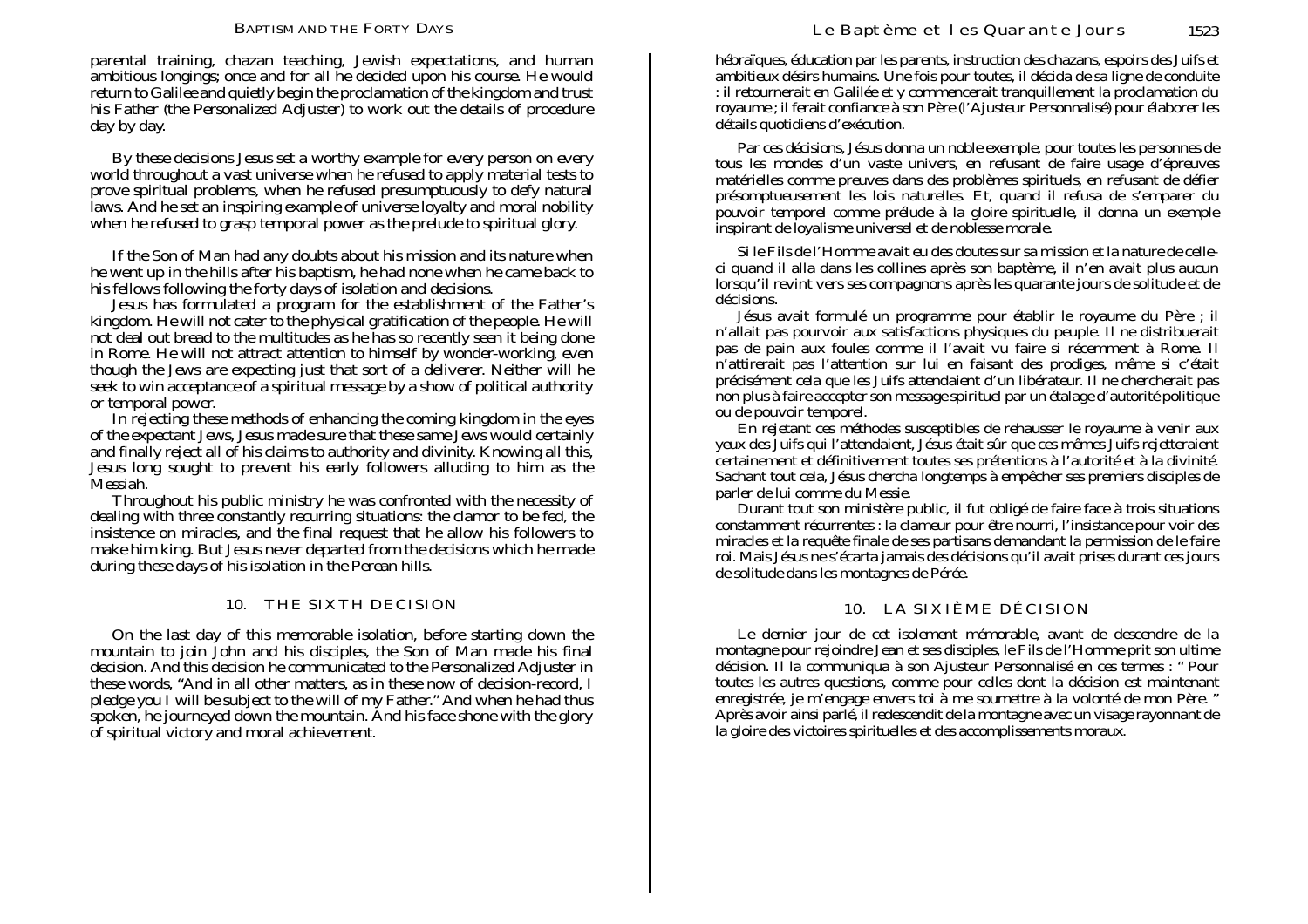parental training, chazan teaching, Jewish expectations, and human ambitious longings; once and for all he decided upon his course. He would return to Galilee and quietly begin the proclamation of the kingdom and trust his Father (the Personalized Adjuster) to work out the details of procedure day by day.

By these decisions Jesus set a worthy example for every person on every world throughout a vast universe when he refused to apply material tests to prove spiritual problems, when he refused presumptuously to defy natural laws. And he set an inspiring example of universe loyalty and moral nobility when he refused to grasp temporal power as the prelude to spiritual glory.

If the Son of Man had any doubts about his mission and its nature when he went up in the hills after his baptism, he had none when he came back to his fellows following the forty days of isolation and decisions.

Jesus has formulated a program for the establishment of the Father's kingdom. He will not cater to the physical gratification of the people. He will not deal out bread to the multitudes as he has so recently seen it being done in Rome. He will not attract attention to himself by wonder-working, even though the Jews are expecting just that sort of a deliverer. Neither will he seek to win acceptance of a spiritual message by a show of political authority or temporal power.

In rejecting these methods of enhancing the coming kingdom in the eyes of the expectant Jews, Jesus made sure that these same Jews would certainly and finally reject all of his claims to authority and divinity. Knowing all this, Jesus long sought to prevent his early followers alluding to him as the Messiah.

Throughout his public ministry he was confronted with the necessity of dealing with three constantly recurring situations: the clamor to be fed, the insistence on miracles, and the final request that he allow his followers to make him king. But Jesus never departed from the decisions which he made during these days of his isolation in the Perean hills.

## 10. THE SIXTH DECISION

On the last day of this memorable isolation, before starting down the mountain to join John and his disciples, the Son of Man made his final decision. And this decision he communicated to the Personalized Adjuster in these words, "And in all other matters, as in these now of decision-record, I pledge you I will be subject to the will of my Father." And when he had thus spoken, he journeyed down the mountain. And his face shone with the glory of spiritual victory and moral achievement.

hébraïques, éducation par les parents, instruction des chazans, espoirs des Juifs et ambitieux désirs humains. Une fois pour toutes, il décida de sa ligne de conduite : il retournerait en Galilée et y commencerait tranquillement la proclamation du royaume ; il ferait confiance à son Père (l'Ajusteur Personnalisé) pour élaborer les détails quotidiens d'exécution.

Par ces décisions, Jésus donna un noble exemple, pour toutes les personnes de tous les mondes d'un vaste univers, en refusant de faire usage d'épreuves matérielles comme preuves dans des problèmes spirituels, en refusant de défier présomptueusement les lois naturelles. Et, quand il refusa de s'emparer du pouvoir temporel comme prélude à la gloire spirituelle, il donna un exemple inspirant de loyalisme universel et de noblesse morale.

Si le Fils de l'Homme avait eu des doutes sur sa mission et la nature de celle-ci quand il alla dans les collines après son baptême, il n'en avait plus aucun lorsqu'il revint vers ses compagnons après les quarante jours de solitude et de décisions.

Jésus avait formulé un programme pour établir le royaume du Père ; il n'allait pas pourvoir aux satisfactions physiques du peuple. Il ne distribuerait pas de pain aux foules comme il l'avait vu faire si récemment à Rome. Il n'attirerait pas l'attention sur lui en faisant des prodiges, même si c'était précisément cela que les Juifs attendaient d'un libérateur. Il ne chercherait pas non plus à faire accepter son message spirituel par un étalage d'autorité politique ou de pouvoir temporel.

En rejetant ces méthodes susceptibles de rehausser le royaume à venir aux yeux des Juifs qui l'attendaient, Jésus était sûr que ces mêmes Juifs rejetteraient certainement et définitivement toutes ses prétentions à l'autorité et à la divinité. Sachant tout cela, Jésus chercha longtemps à empêcher ses premiers disciples de parler de lui comme du Messie.

Durant tout son ministère public, il fut obligé de faire face à trois situations constamment récurrentes : la clameur pour être nourri, l'insistance pour voir des miracles et la requête finale de ses partisans demandant la permission de le faire roi. Mais Jésus ne s'écarta jamais des décisions qu'il avait prises durant ces jours de solitude dans les montagnes de Pérée.

## 10. LA SIXIÈME DÉCISION

Le dernier jour de cet isolement mémorable, avant de descendre de la montagne pour rejoindre Jean et ses disciples, le Fils de l'Homme prit son ultime décision. Il la communiqua à son Ajusteur Personnalisé en ces termes : « Pour toutes les autres questions, comme pour celles dont la décision est maintenant enregistrée, je m'engage envers toi à me soumettre à la volonté de mon Père. » Après avoir ainsi parlé, il redescendit de la montagne avec un visage rayonnant de la gloire des victoires spirituelles et des accomplissements moraux.